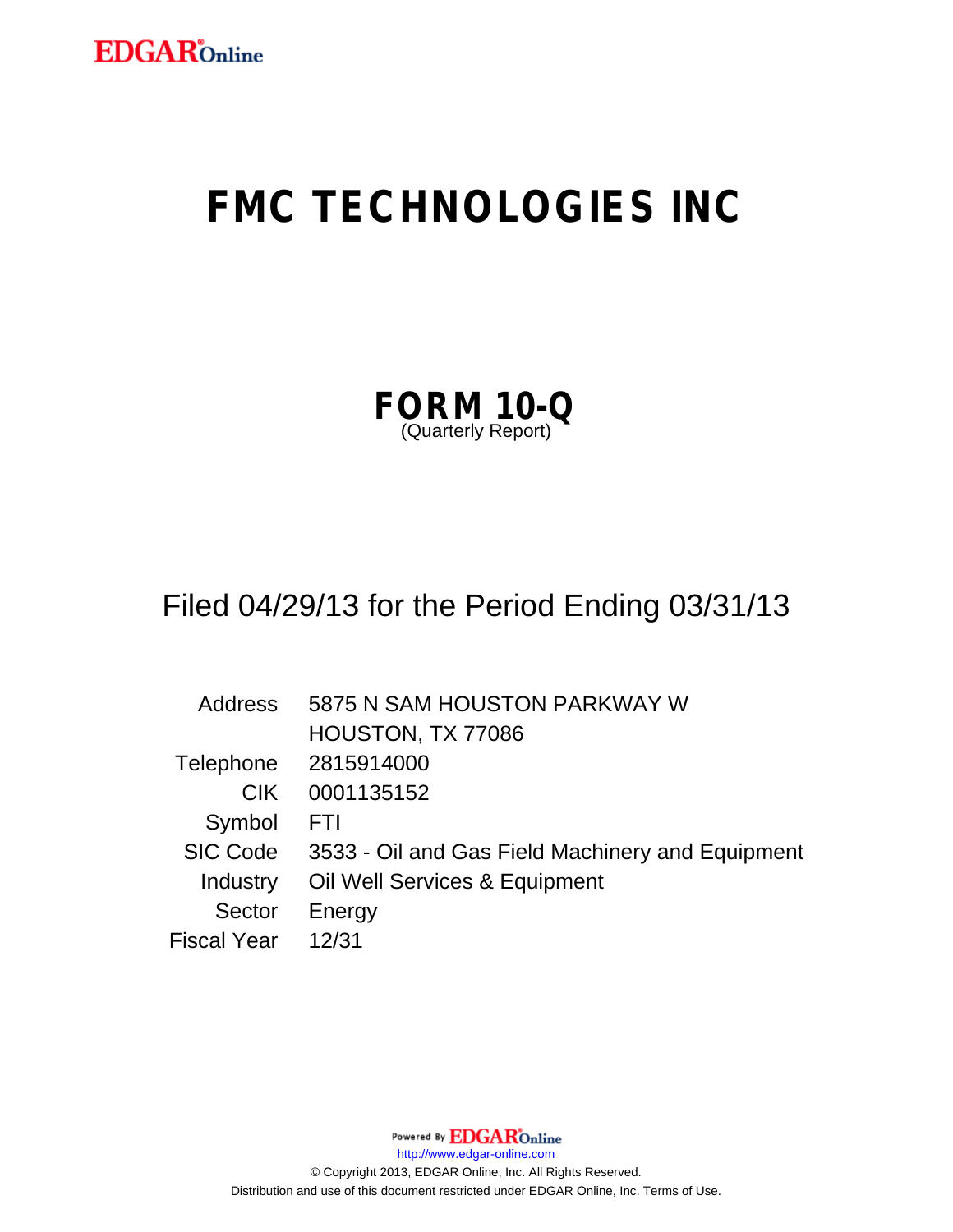EDGAR Online

# FMC TECHNOLOGIES INC

## FORM 10-Q
(Quarterly Report)

Filed 04/29/13 for the Period Ending 03/31/13

| | |
|---|---|
| Address | 5875 N SAM HOUSTON PARKWAY W<br>HOUSTON, TX 77086 |
| Telephone | 2815914000 |
| CIK | 0001135152 |
| Symbol | FTI |
| SIC Code | 3533 - Oil and Gas Field Machinery and Equipment |
| Industry | Oil Well Services & Equipment |
| Sector | Energy |
| Fiscal Year | 12/31 |

Powered By EDGAR Online

http://www.edgar-online.com

© Copyright 2013, EDGAR Online, Inc. All Rights Reserved.

Distribution and use of this document restricted under EDGAR Online, Inc. Terms of Use.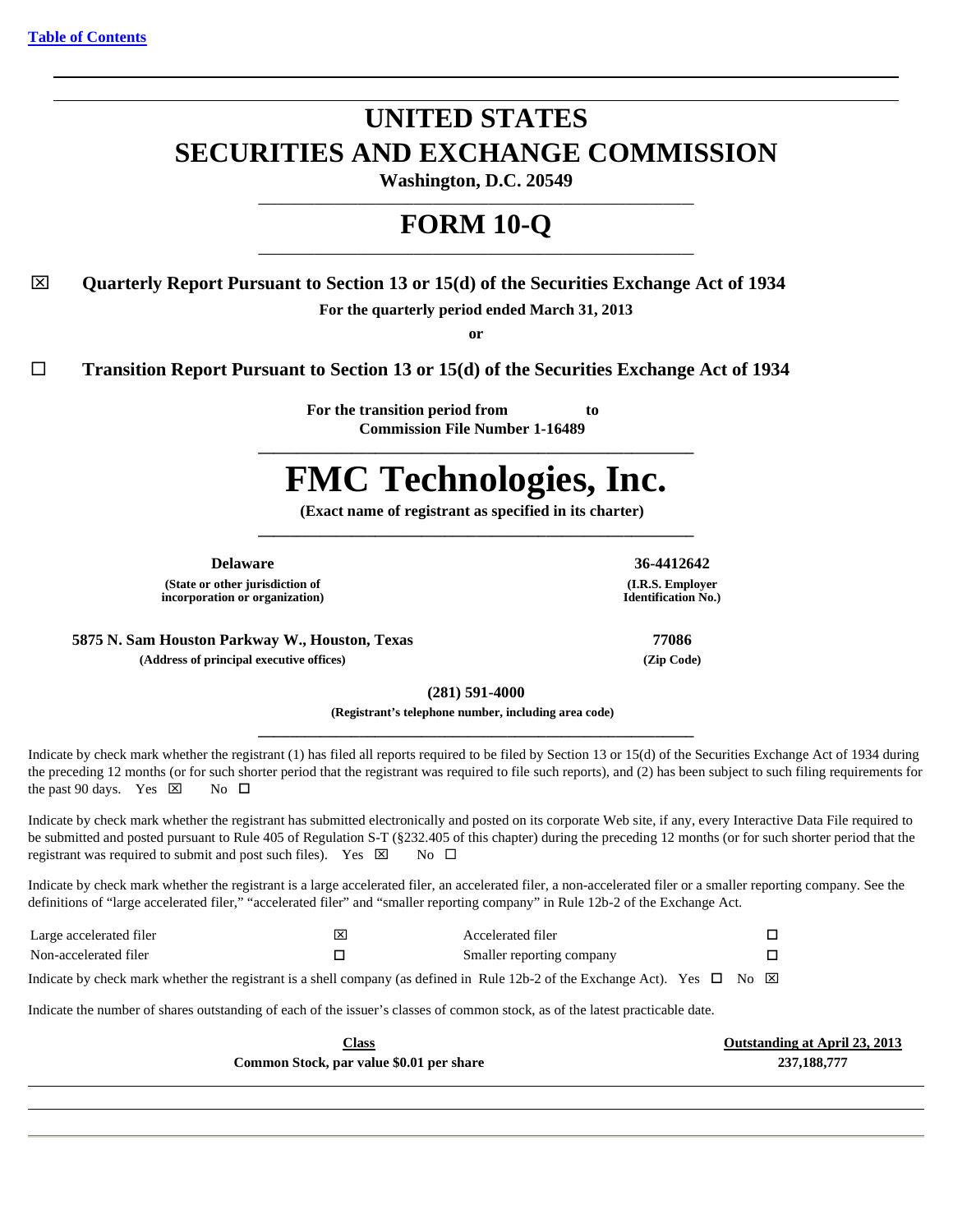# UNITED STATES
# SECURITIES AND EXCHANGE COMMISSION

**Washington, D.C. 20549**

# FORM 10-Q

☒ **Quarterly Report Pursuant to Section 13 or 15(d) of the Securities Exchange Act of 1934**

**For the quarterly period ended March 31, 2013**

**or**

☐ **Transition Report Pursuant to Section 13 or 15(d) of the Securities Exchange Act of 1934**

**For the transition period from to**

**Commission File Number 1-16489**

# FMC Technologies, Inc.

**(Exact name of registrant as specified in its charter)**

| **Delaware** | **36-4412642** |
|---|---|
| **(State or other jurisdiction of incorporation or organization)** | **(I.R.S. Employer Identification No.)** |
| **5875 N. Sam Houston Parkway W., Houston, Texas** | **77086** |
| **(Address of principal executive offices)** | **(Zip Code)** |

**(281) 591-4000**

**(Registrant's telephone number, including area code)**

Indicate by check mark whether the registrant (1) has filed all reports required to be filed by Section 13 or 15(d) of the Securities Exchange Act of 1934 during the preceding 12 months (or for such shorter period that the registrant was required to file such reports), and (2) has been subject to such filing requirements for the past 90 days. Yes ☒ No ☐

Indicate by check mark whether the registrant has submitted electronically and posted on its corporate Web site, if any, every Interactive Data File required to be submitted and posted pursuant to Rule 405 of Regulation S-T (§232.405 of this chapter) during the preceding 12 months (or for such shorter period that the registrant was required to submit and post such files). Yes ☒ No ☐

Indicate by check mark whether the registrant is a large accelerated filer, an accelerated filer, a non-accelerated filer or a smaller reporting company. See the definitions of "large accelerated filer," "accelerated filer" and "smaller reporting company" in Rule 12b-2 of the Exchange Act.

| | | | |
|---|---|---|---|
| Large accelerated filer | ☒ | Accelerated filer | ☐ |
| Non-accelerated filer | ☐ | Smaller reporting company | ☐ |

Indicate by check mark whether the registrant is a shell company (as defined in Rule 12b-2 of the Exchange Act). Yes ☐ No ☒

Indicate the number of shares outstanding of each of the issuer's classes of common stock, as of the latest practicable date.

| Class | Outstanding at April 23, 2013 |
|---|---|
| **Common Stock, par value $0.01 per share** | **237,188,777** |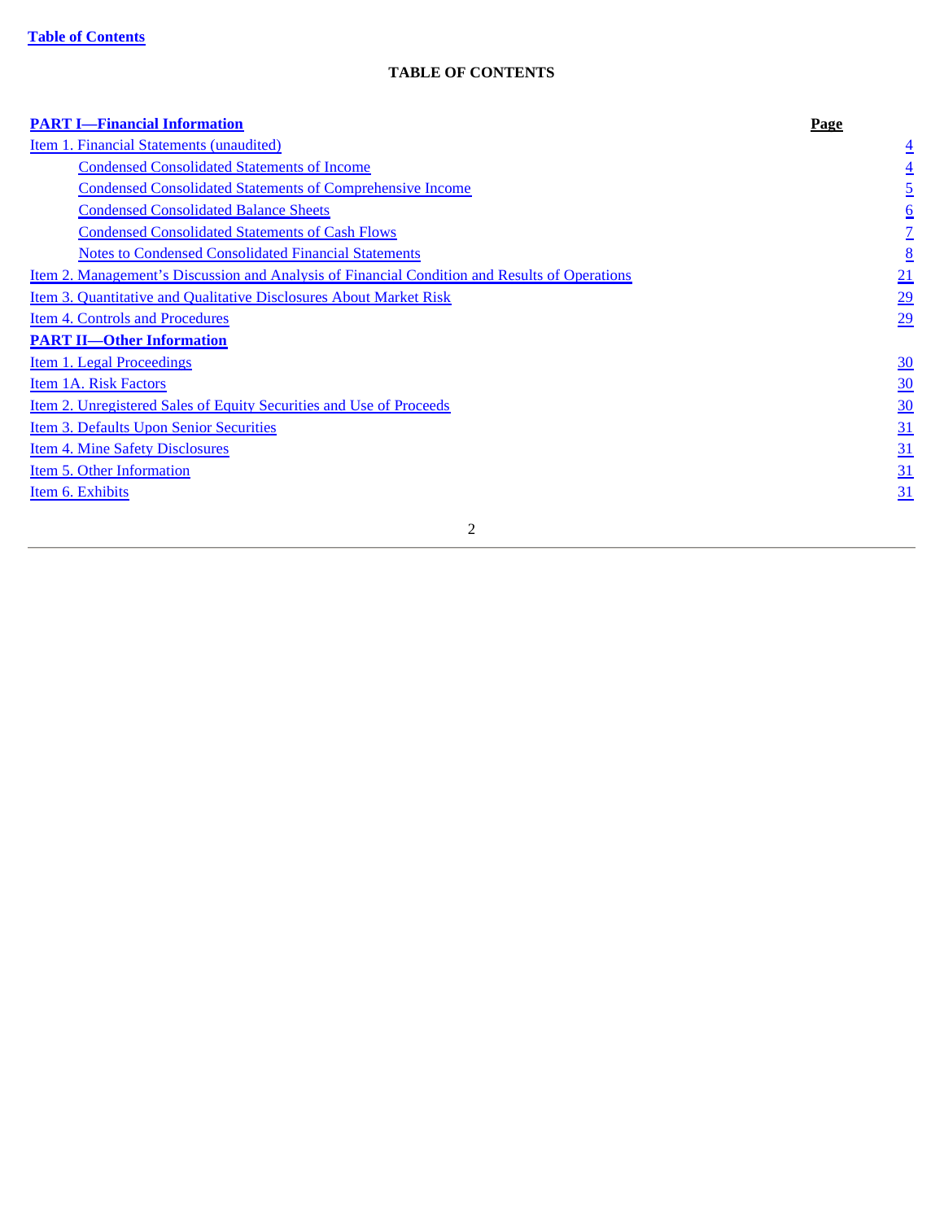**Table of Contents**

## TABLE OF CONTENTS

| **PART I—Financial Information** | **Page** |
| --- | --- |
| Item 1. Financial Statements (unaudited) | 4 |
| Condensed Consolidated Statements of Income | 4 |
| Condensed Consolidated Statements of Comprehensive Income | 5 |
| Condensed Consolidated Balance Sheets | 6 |
| Condensed Consolidated Statements of Cash Flows | 7 |
| Notes to Condensed Consolidated Financial Statements | 8 |
| Item 2. Management’s Discussion and Analysis of Financial Condition and Results of Operations | 21 |
| Item 3. Quantitative and Qualitative Disclosures About Market Risk | 29 |
| Item 4. Controls and Procedures | 29 |
| **PART II—Other Information** | |
| Item 1. Legal Proceedings | 30 |
| Item 1A. Risk Factors | 30 |
| Item 2. Unregistered Sales of Equity Securities and Use of Proceeds | 30 |
| Item 3. Defaults Upon Senior Securities | 31 |
| Item 4. Mine Safety Disclosures | 31 |
| Item 5. Other Information | 31 |
| Item 6. Exhibits | 31 |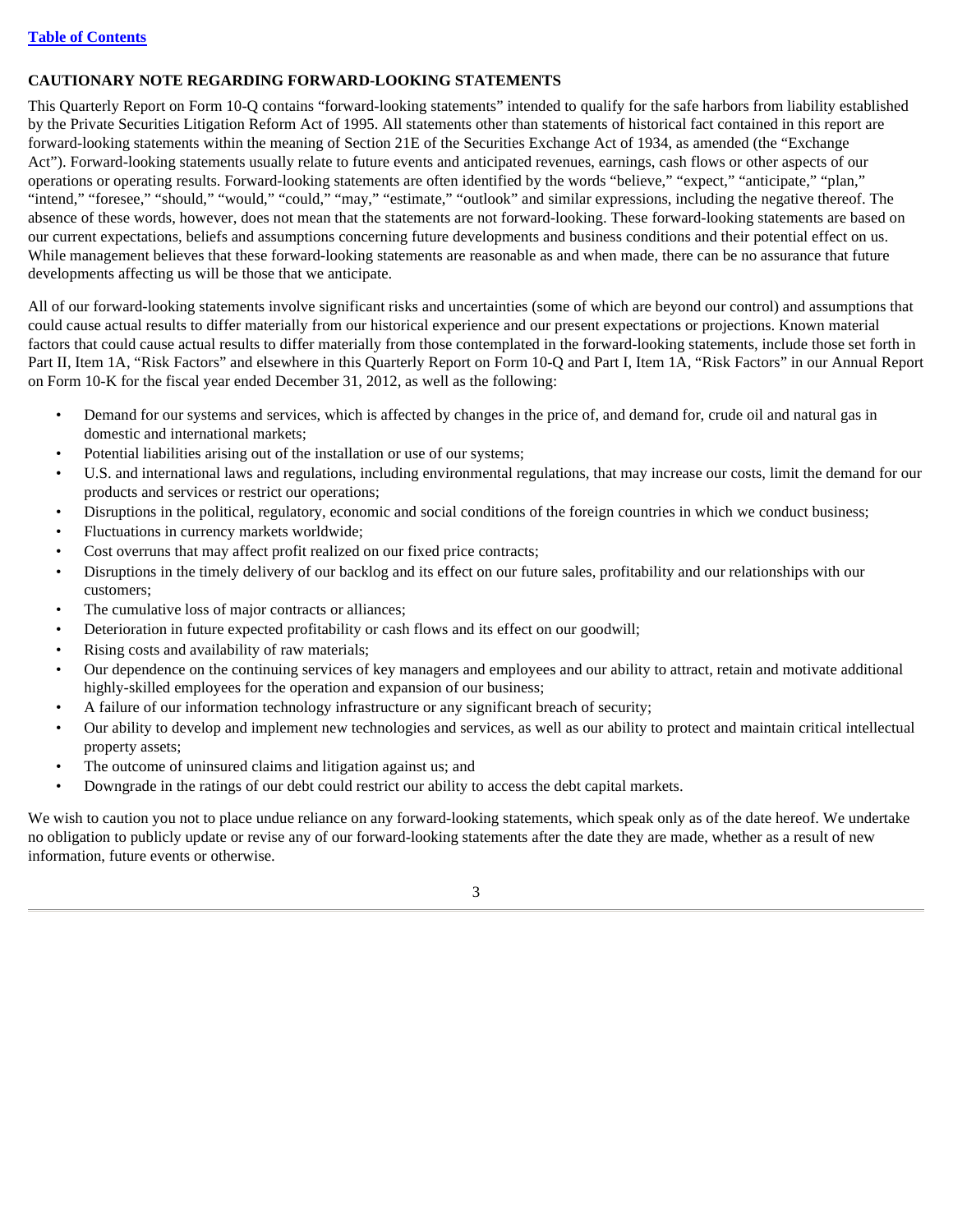**CAUTIONARY NOTE REGARDING FORWARD-LOOKING STATEMENTS**

This Quarterly Report on Form 10-Q contains "forward-looking statements" intended to qualify for the safe harbors from liability established by the Private Securities Litigation Reform Act of 1995. All statements other than statements of historical fact contained in this report are forward-looking statements within the meaning of Section 21E of the Securities Exchange Act of 1934, as amended (the "Exchange Act"). Forward-looking statements usually relate to future events and anticipated revenues, earnings, cash flows or other aspects of our operations or operating results. Forward-looking statements are often identified by the words "believe," "expect," "anticipate," "plan," "intend," "foresee," "should," "would," "could," "may," "estimate," "outlook" and similar expressions, including the negative thereof. The absence of these words, however, does not mean that the statements are not forward-looking. These forward-looking statements are based on our current expectations, beliefs and assumptions concerning future developments and business conditions and their potential effect on us. While management believes that these forward-looking statements are reasonable as and when made, there can be no assurance that future developments affecting us will be those that we anticipate.

All of our forward-looking statements involve significant risks and uncertainties (some of which are beyond our control) and assumptions that could cause actual results to differ materially from our historical experience and our present expectations or projections. Known material factors that could cause actual results to differ materially from those contemplated in the forward-looking statements, include those set forth in Part II, Item 1A, "Risk Factors" and elsewhere in this Quarterly Report on Form 10-Q and Part I, Item 1A, "Risk Factors" in our Annual Report on Form 10-K for the fiscal year ended December 31, 2012, as well as the following:

- Demand for our systems and services, which is affected by changes in the price of, and demand for, crude oil and natural gas in domestic and international markets;
- Potential liabilities arising out of the installation or use of our systems;
- U.S. and international laws and regulations, including environmental regulations, that may increase our costs, limit the demand for our products and services or restrict our operations;
- Disruptions in the political, regulatory, economic and social conditions of the foreign countries in which we conduct business;
- Fluctuations in currency markets worldwide;
- Cost overruns that may affect profit realized on our fixed price contracts;
- Disruptions in the timely delivery of our backlog and its effect on our future sales, profitability and our relationships with our customers;
- The cumulative loss of major contracts or alliances;
- Deterioration in future expected profitability or cash flows and its effect on our goodwill;
- Rising costs and availability of raw materials;
- Our dependence on the continuing services of key managers and employees and our ability to attract, retain and motivate additional highly-skilled employees for the operation and expansion of our business;
- A failure of our information technology infrastructure or any significant breach of security;
- Our ability to develop and implement new technologies and services, as well as our ability to protect and maintain critical intellectual property assets;
- The outcome of uninsured claims and litigation against us; and
- Downgrade in the ratings of our debt could restrict our ability to access the debt capital markets.

We wish to caution you not to place undue reliance on any forward-looking statements, which speak only as of the date hereof. We undertake no obligation to publicly update or revise any of our forward-looking statements after the date they are made, whether as a result of new information, future events or otherwise.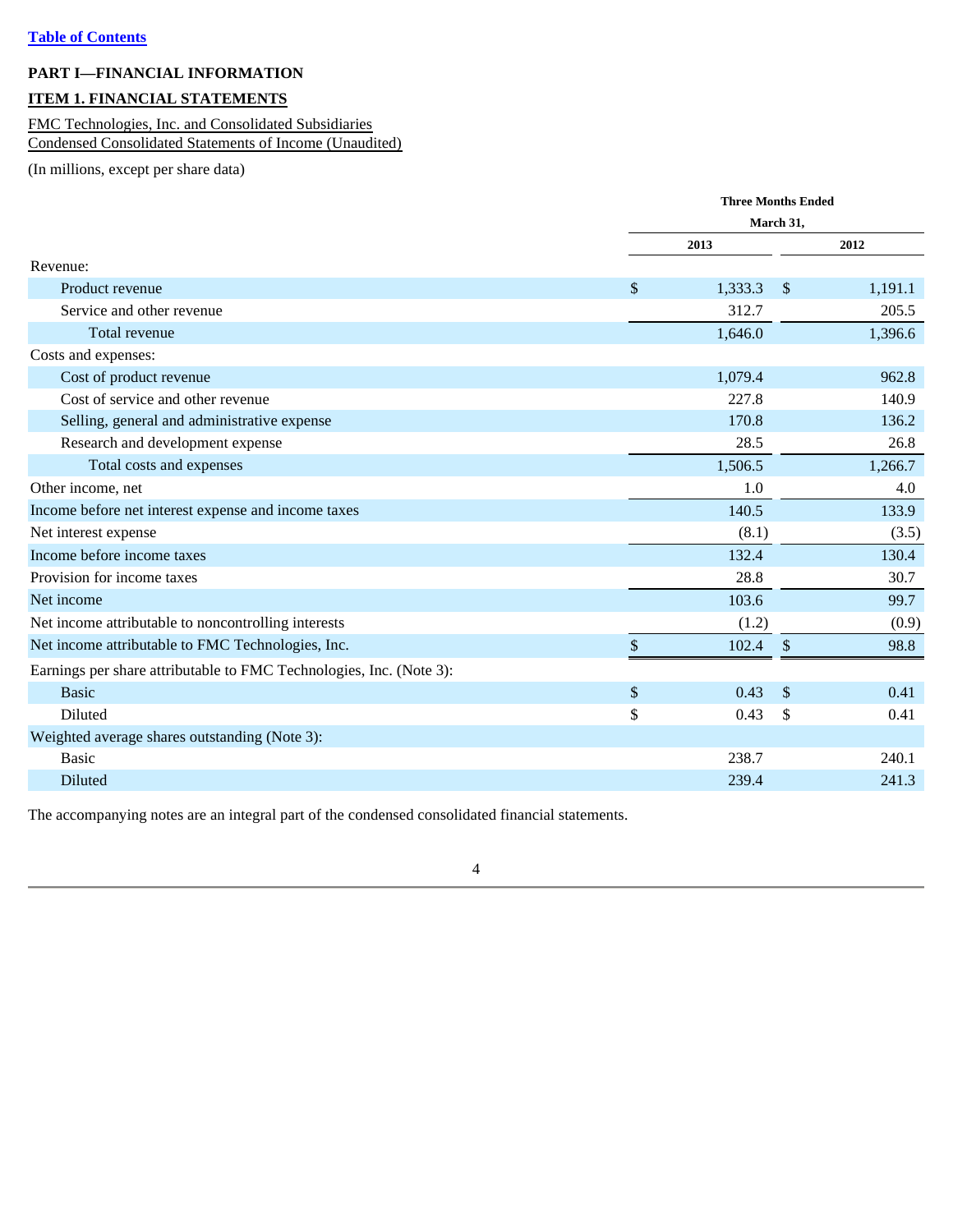[Table of Contents]

**PART I—FINANCIAL INFORMATION**

**ITEM 1. FINANCIAL STATEMENTS**

FMC Technologies, Inc. and Consolidated Subsidiaries
Condensed Consolidated Statements of Income (Unaudited)

(In millions, except per share data)

| | Three Months Ended March 31, | |
|---|---|---|
| | 2013 | 2012 |
| Revenue: | | |
| Product revenue | $ 1,333.3 | $ 1,191.1 |
| Service and other revenue | 312.7 | 205.5 |
| Total revenue | 1,646.0 | 1,396.6 |
| Costs and expenses: | | |
| Cost of product revenue | 1,079.4 | 962.8 |
| Cost of service and other revenue | 227.8 | 140.9 |
| Selling, general and administrative expense | 170.8 | 136.2 |
| Research and development expense | 28.5 | 26.8 |
| Total costs and expenses | 1,506.5 | 1,266.7 |
| Other income, net | 1.0 | 4.0 |
| Income before net interest expense and income taxes | 140.5 | 133.9 |
| Net interest expense | (8.1) | (3.5) |
| Income before income taxes | 132.4 | 130.4 |
| Provision for income taxes | 28.8 | 30.7 |
| Net income | 103.6 | 99.7 |
| Net income attributable to noncontrolling interests | (1.2) | (0.9) |
| Net income attributable to FMC Technologies, Inc. | $ 102.4 | $ 98.8 |
| Earnings per share attributable to FMC Technologies, Inc. (Note 3): | | |
| Basic | $ 0.43 | $ 0.41 |
| Diluted | $ 0.43 | $ 0.41 |
| Weighted average shares outstanding (Note 3): | | |
| Basic | 238.7 | 240.1 |
| Diluted | 239.4 | 241.3 |

The accompanying notes are an integral part of the condensed consolidated financial statements.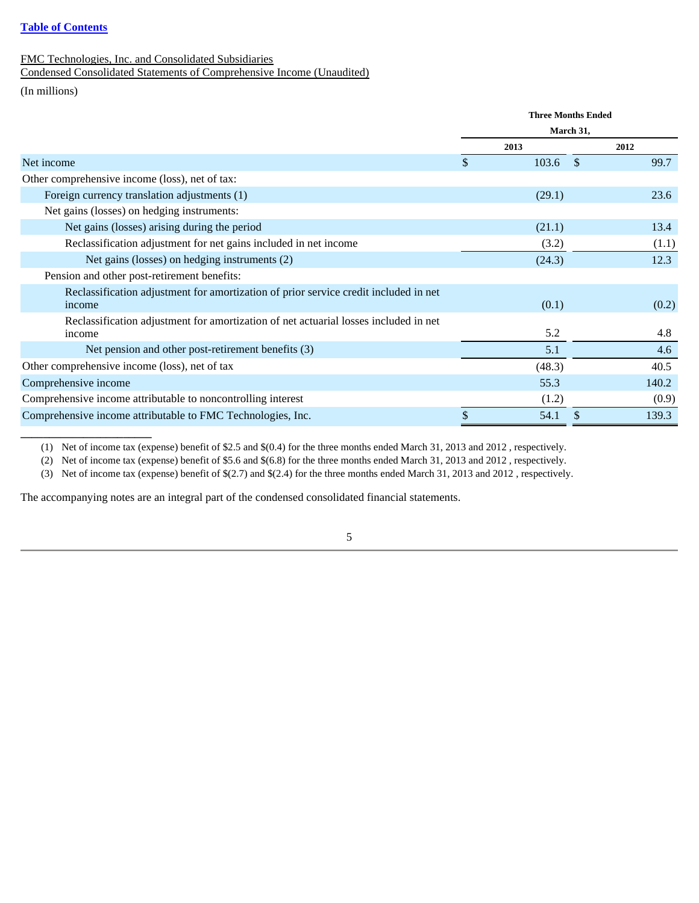[Table of Contents](#)

FMC Technologies, Inc. and Consolidated Subsidiaries
Condensed Consolidated Statements of Comprehensive Income (Unaudited)

(In millions)

| | Three Months Ended March 31, | |
|---|---|---|
| | 2013 | 2012 |
| Net income | $ 103.6 | $ 99.7 |
| Other comprehensive income (loss), net of tax: | | |
| Foreign currency translation adjustments (1) | (29.1) | 23.6 |
| Net gains (losses) on hedging instruments: | | |
| Net gains (losses) arising during the period | (21.1) | 13.4 |
| Reclassification adjustment for net gains included in net income | (3.2) | (1.1) |
| Net gains (losses) on hedging instruments (2) | (24.3) | 12.3 |
| Pension and other post-retirement benefits: | | |
| Reclassification adjustment for amortization of prior service credit included in net income | (0.1) | (0.2) |
| Reclassification adjustment for amortization of net actuarial losses included in net income | 5.2 | 4.8 |
| Net pension and other post-retirement benefits (3) | 5.1 | 4.6 |
| Other comprehensive income (loss), net of tax | (48.3) | 40.5 |
| Comprehensive income | 55.3 | 140.2 |
| Comprehensive income attributable to noncontrolling interest | (1.2) | (0.9) |
| Comprehensive income attributable to FMC Technologies, Inc. | $ 54.1 | $ 139.3 |

(1) Net of income tax (expense) benefit of $2.5 and $(0.4) for the three months ended March 31, 2013 and 2012 , respectively.

(2) Net of income tax (expense) benefit of $5.6 and $(6.8) for the three months ended March 31, 2013 and 2012 , respectively.

(3) Net of income tax (expense) benefit of $(2.7) and $(2.4) for the three months ended March 31, 2013 and 2012 , respectively.

The accompanying notes are an integral part of the condensed consolidated financial statements.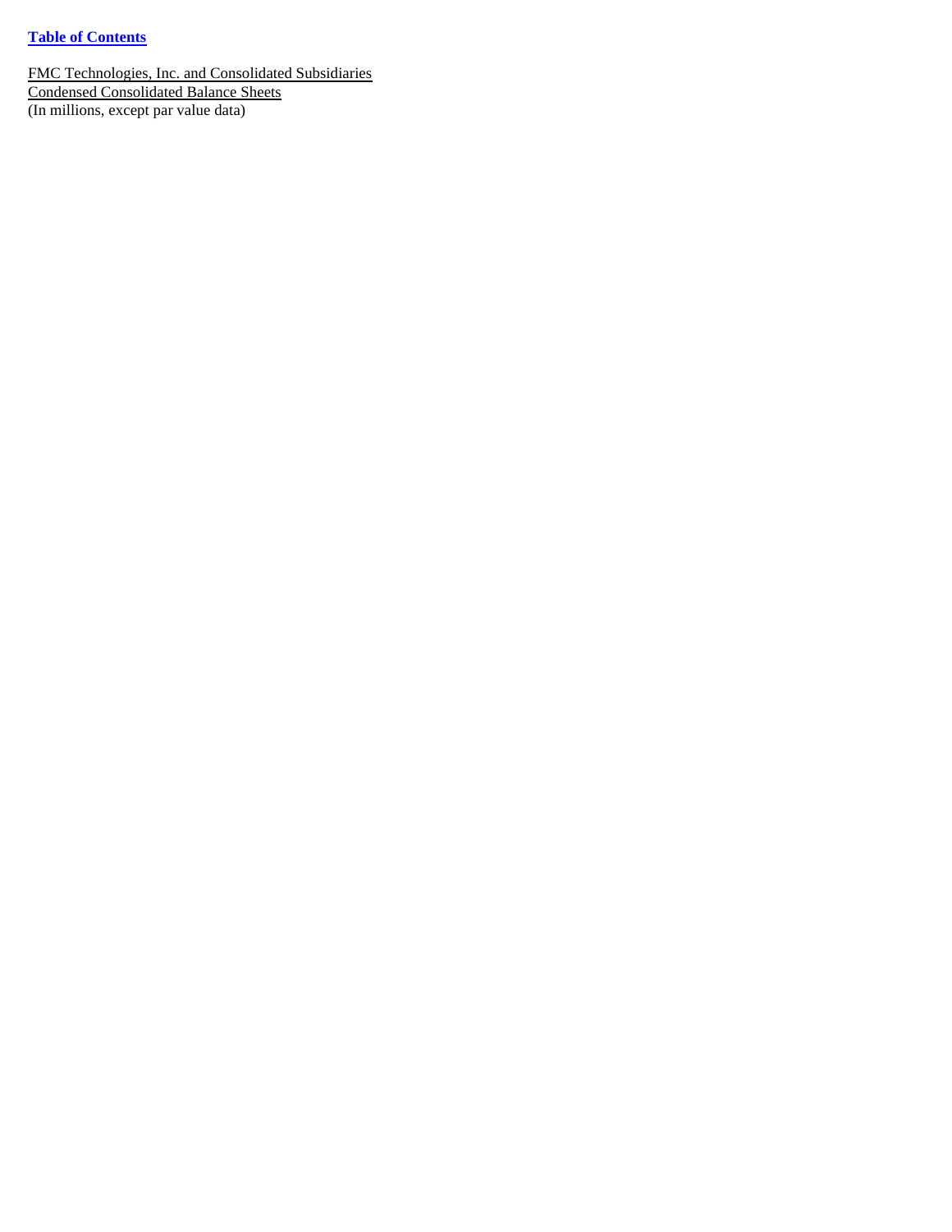[Table of Contents](#)

FMC Technologies, Inc. and Consolidated Subsidiaries
Condensed Consolidated Balance Sheets
(In millions, except par value data)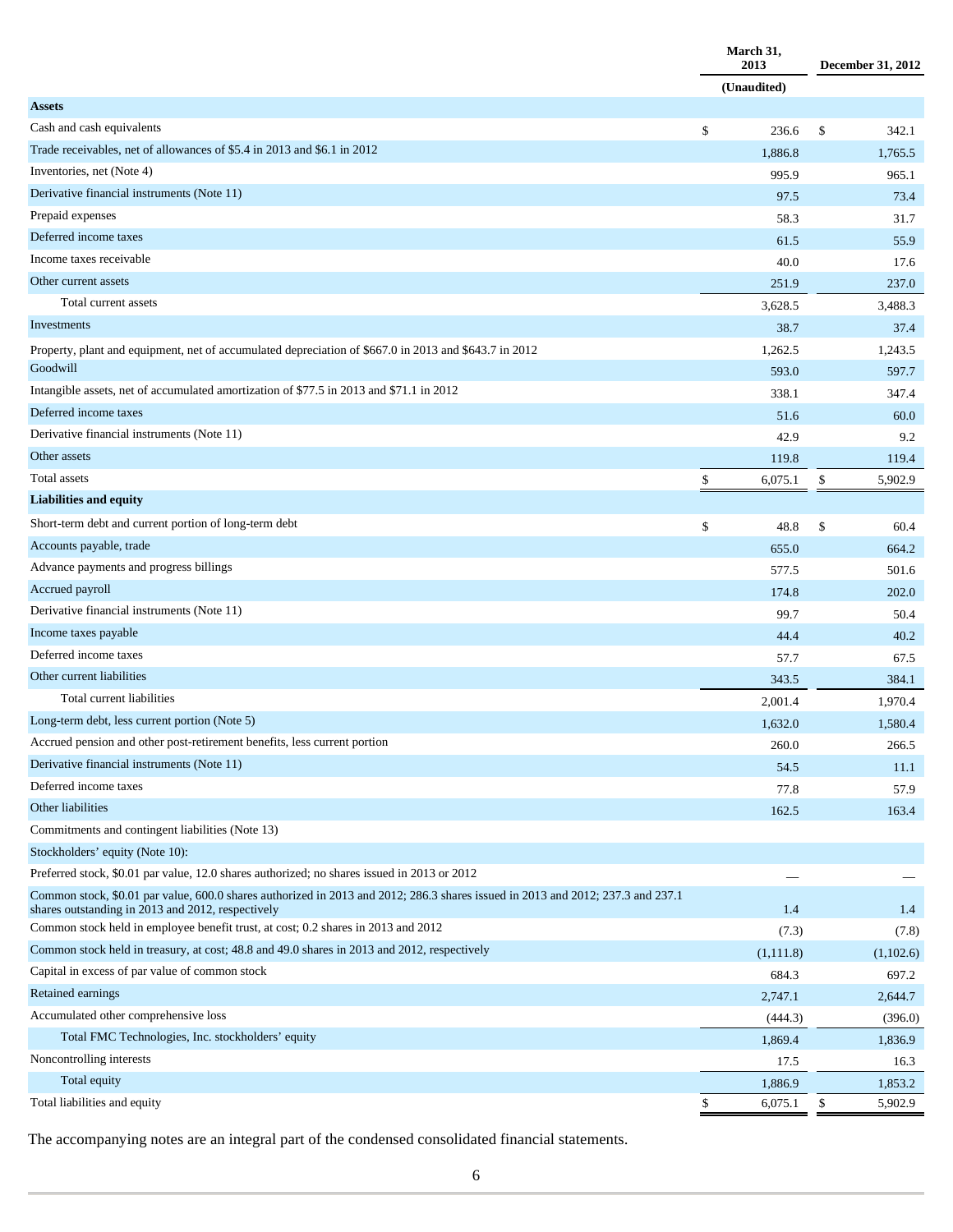| | March 31, 2013 | December 31, 2012 |
|---|---|---|
| | (Unaudited) | |
| **Assets** | | |
| Cash and cash equivalents | $ 236.6 | $ 342.1 |
| Trade receivables, net of allowances of $5.4 in 2013 and $6.1 in 2012 | 1,886.8 | 1,765.5 |
| Inventories, net (Note 4) | 995.9 | 965.1 |
| Derivative financial instruments (Note 11) | 97.5 | 73.4 |
| Prepaid expenses | 58.3 | 31.7 |
| Deferred income taxes | 61.5 | 55.9 |
| Income taxes receivable | 40.0 | 17.6 |
| Other current assets | 251.9 | 237.0 |
| Total current assets | 3,628.5 | 3,488.3 |
| Investments | 38.7 | 37.4 |
| Property, plant and equipment, net of accumulated depreciation of $667.0 in 2013 and $643.7 in 2012 | 1,262.5 | 1,243.5 |
| Goodwill | 593.0 | 597.7 |
| Intangible assets, net of accumulated amortization of $77.5 in 2013 and $71.1 in 2012 | 338.1 | 347.4 |
| Deferred income taxes | 51.6 | 60.0 |
| Derivative financial instruments (Note 11) | 42.9 | 9.2 |
| Other assets | 119.8 | 119.4 |
| Total assets | $ 6,075.1 | $ 5,902.9 |
| **Liabilities and equity** | | |
| Short-term debt and current portion of long-term debt | $ 48.8 | $ 60.4 |
| Accounts payable, trade | 655.0 | 664.2 |
| Advance payments and progress billings | 577.5 | 501.6 |
| Accrued payroll | 174.8 | 202.0 |
| Derivative financial instruments (Note 11) | 99.7 | 50.4 |
| Income taxes payable | 44.4 | 40.2 |
| Deferred income taxes | 57.7 | 67.5 |
| Other current liabilities | 343.5 | 384.1 |
| Total current liabilities | 2,001.4 | 1,970.4 |
| Long-term debt, less current portion (Note 5) | 1,632.0 | 1,580.4 |
| Accrued pension and other post-retirement benefits, less current portion | 260.0 | 266.5 |
| Derivative financial instruments (Note 11) | 54.5 | 11.1 |
| Deferred income taxes | 77.8 | 57.9 |
| Other liabilities | 162.5 | 163.4 |
| Commitments and contingent liabilities (Note 13) | | |
| Stockholders' equity (Note 10): | | |
| Preferred stock, $0.01 par value, 12.0 shares authorized; no shares issued in 2013 or 2012 | — | — |
| Common stock, $0.01 par value, 600.0 shares authorized in 2013 and 2012; 286.3 shares issued in 2013 and 2012; 237.3 and 237.1 shares outstanding in 2013 and 2012, respectively | 1.4 | 1.4 |
| Common stock held in employee benefit trust, at cost; 0.2 shares in 2013 and 2012 | (7.3) | (7.8) |
| Common stock held in treasury, at cost; 48.8 and 49.0 shares in 2013 and 2012, respectively | (1,111.8) | (1,102.6) |
| Capital in excess of par value of common stock | 684.3 | 697.2 |
| Retained earnings | 2,747.1 | 2,644.7 |
| Accumulated other comprehensive loss | (444.3) | (396.0) |
| Total FMC Technologies, Inc. stockholders' equity | 1,869.4 | 1,836.9 |
| Noncontrolling interests | 17.5 | 16.3 |
| Total equity | 1,886.9 | 1,853.2 |
| Total liabilities and equity | $ 6,075.1 | $ 5,902.9 |

The accompanying notes are an integral part of the condensed consolidated financial statements.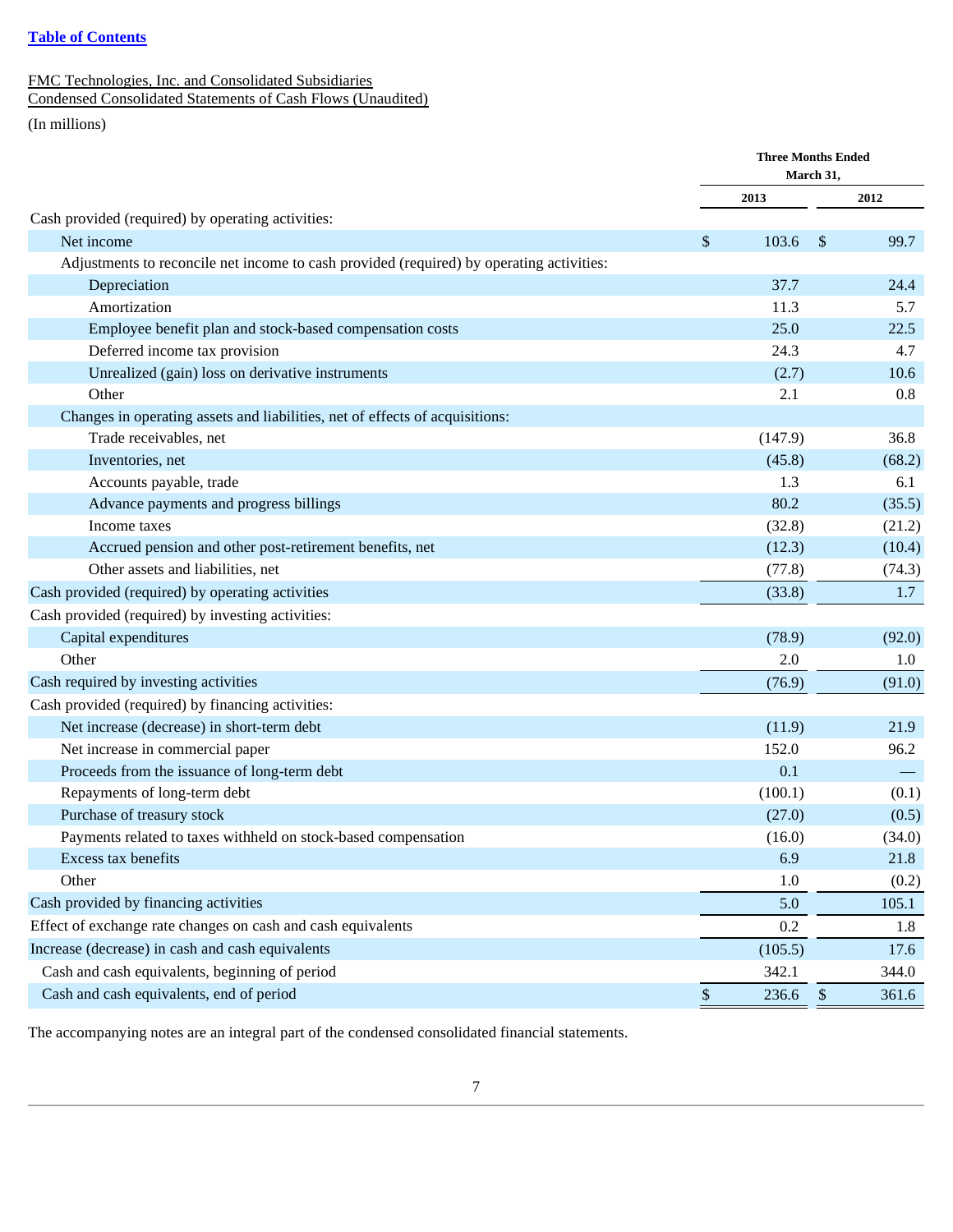[Table of Contents](#)

FMC Technologies, Inc. and Consolidated Subsidiaries
Condensed Consolidated Statements of Cash Flows (Unaudited)

(In millions)

| | Three Months Ended March 31, | |
|---|---|---|
| | 2013 | 2012 |
| Cash provided (required) by operating activities: | | |
| Net income | $ 103.6 | $ 99.7 |
| Adjustments to reconcile net income to cash provided (required) by operating activities: | | |
| Depreciation | 37.7 | 24.4 |
| Amortization | 11.3 | 5.7 |
| Employee benefit plan and stock-based compensation costs | 25.0 | 22.5 |
| Deferred income tax provision | 24.3 | 4.7 |
| Unrealized (gain) loss on derivative instruments | (2.7) | 10.6 |
| Other | 2.1 | 0.8 |
| Changes in operating assets and liabilities, net of effects of acquisitions: | | |
| Trade receivables, net | (147.9) | 36.8 |
| Inventories, net | (45.8) | (68.2) |
| Accounts payable, trade | 1.3 | 6.1 |
| Advance payments and progress billings | 80.2 | (35.5) |
| Income taxes | (32.8) | (21.2) |
| Accrued pension and other post-retirement benefits, net | (12.3) | (10.4) |
| Other assets and liabilities, net | (77.8) | (74.3) |
| Cash provided (required) by operating activities | (33.8) | 1.7 |
| Cash provided (required) by investing activities: | | |
| Capital expenditures | (78.9) | (92.0) |
| Other | 2.0 | 1.0 |
| Cash required by investing activities | (76.9) | (91.0) |
| Cash provided (required) by financing activities: | | |
| Net increase (decrease) in short-term debt | (11.9) | 21.9 |
| Net increase in commercial paper | 152.0 | 96.2 |
| Proceeds from the issuance of long-term debt | 0.1 | — |
| Repayments of long-term debt | (100.1) | (0.1) |
| Purchase of treasury stock | (27.0) | (0.5) |
| Payments related to taxes withheld on stock-based compensation | (16.0) | (34.0) |
| Excess tax benefits | 6.9 | 21.8 |
| Other | 1.0 | (0.2) |
| Cash provided by financing activities | 5.0 | 105.1 |
| Effect of exchange rate changes on cash and cash equivalents | 0.2 | 1.8 |
| Increase (decrease) in cash and cash equivalents | (105.5) | 17.6 |
| Cash and cash equivalents, beginning of period | 342.1 | 344.0 |
| Cash and cash equivalents, end of period | $ 236.6 | $ 361.6 |

The accompanying notes are an integral part of the condensed consolidated financial statements.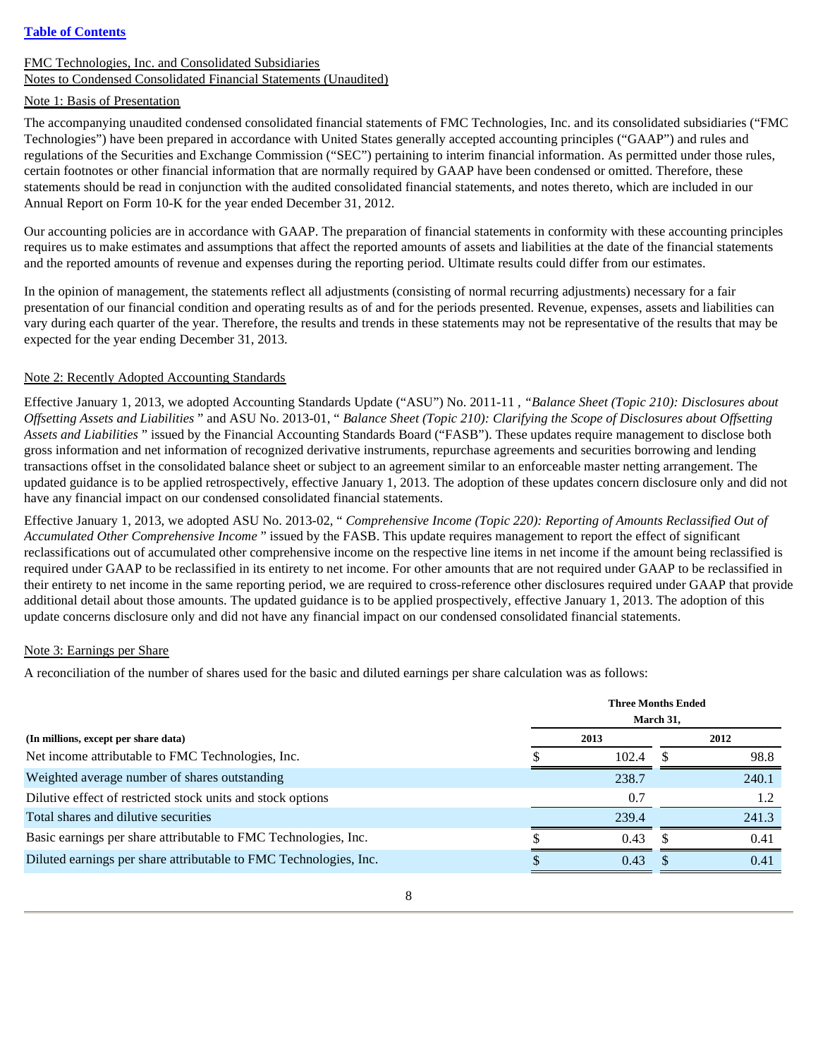Table of Contents

FMC Technologies, Inc. and Consolidated Subsidiaries
Notes to Condensed Consolidated Financial Statements (Unaudited)

## Note 1: Basis of Presentation

The accompanying unaudited condensed consolidated financial statements of FMC Technologies, Inc. and its consolidated subsidiaries ("FMC Technologies") have been prepared in accordance with United States generally accepted accounting principles ("GAAP") and rules and regulations of the Securities and Exchange Commission ("SEC") pertaining to interim financial information. As permitted under those rules, certain footnotes or other financial information that are normally required by GAAP have been condensed or omitted. Therefore, these statements should be read in conjunction with the audited consolidated financial statements, and notes thereto, which are included in our Annual Report on Form 10-K for the year ended December 31, 2012.

Our accounting policies are in accordance with GAAP. The preparation of financial statements in conformity with these accounting principles requires us to make estimates and assumptions that affect the reported amounts of assets and liabilities at the date of the financial statements and the reported amounts of revenue and expenses during the reporting period. Ultimate results could differ from our estimates.

In the opinion of management, the statements reflect all adjustments (consisting of normal recurring adjustments) necessary for a fair presentation of our financial condition and operating results as of and for the periods presented. Revenue, expenses, assets and liabilities can vary during each quarter of the year. Therefore, the results and trends in these statements may not be representative of the results that may be expected for the year ending December 31, 2013.

## Note 2: Recently Adopted Accounting Standards

Effective January 1, 2013, we adopted Accounting Standards Update ("ASU") No. 2011-11 , *"Balance Sheet (Topic 210): Disclosures about Offsetting Assets and Liabilities"* and ASU No. 2013-01, " *Balance Sheet (Topic 210): Clarifying the Scope of Disclosures about Offsetting Assets and Liabilities* " issued by the Financial Accounting Standards Board ("FASB"). These updates require management to disclose both gross information and net information of recognized derivative instruments, repurchase agreements and securities borrowing and lending transactions offset in the consolidated balance sheet or subject to an agreement similar to an enforceable master netting arrangement. The updated guidance is to be applied retrospectively, effective January 1, 2013. The adoption of these updates concern disclosure only and did not have any financial impact on our condensed consolidated financial statements.

Effective January 1, 2013, we adopted ASU No. 2013-02, " *Comprehensive Income (Topic 220): Reporting of Amounts Reclassified Out of Accumulated Other Comprehensive Income* " issued by the FASB. This update requires management to report the effect of significant reclassifications out of accumulated other comprehensive income on the respective line items in net income if the amount being reclassified is required under GAAP to be reclassified in its entirety to net income. For other amounts that are not required under GAAP to be reclassified in their entirety to net income in the same reporting period, we are required to cross-reference other disclosures required under GAAP that provide additional detail about those amounts. The updated guidance is to be applied prospectively, effective January 1, 2013. The adoption of this update concerns disclosure only and did not have any financial impact on our condensed consolidated financial statements.

## Note 3: Earnings per Share

A reconciliation of the number of shares used for the basic and diluted earnings per share calculation was as follows:

| (In millions, except per share data) | Three Months Ended March 31, 2013 | Three Months Ended March 31, 2012 |
|---|---|---|
| Net income attributable to FMC Technologies, Inc. | $ 102.4 | $ 98.8 |
| Weighted average number of shares outstanding | 238.7 | 240.1 |
| Dilutive effect of restricted stock units and stock options | 0.7 | 1.2 |
| Total shares and dilutive securities | 239.4 | 241.3 |
| Basic earnings per share attributable to FMC Technologies, Inc. | $ 0.43 | $ 0.41 |
| Diluted earnings per share attributable to FMC Technologies, Inc. | $ 0.43 | $ 0.41 |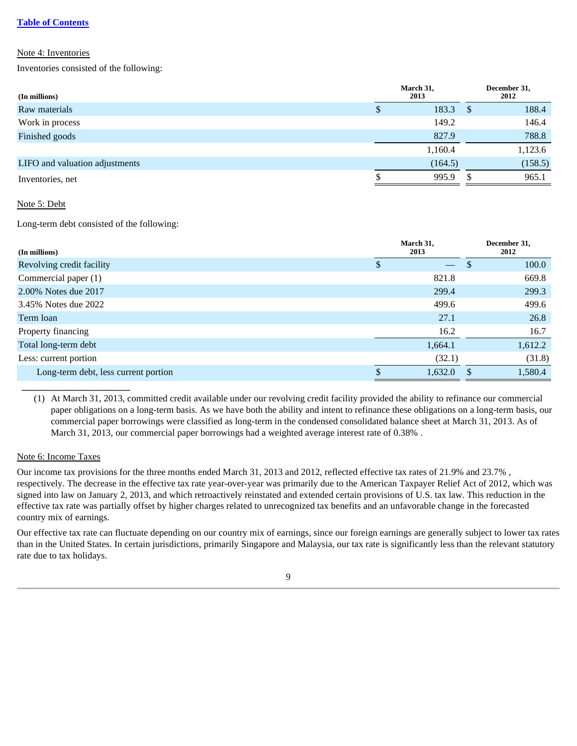[Table of Contents](#)

Note 4: Inventories

Inventories consisted of the following:

| (In millions) | March 31, 2013 | December 31, 2012 |
|---|---|---|
| Raw materials | $ 183.3 | $ 188.4 |
| Work in process | 149.2 | 146.4 |
| Finished goods | 827.9 | 788.8 |
| | 1,160.4 | 1,123.6 |
| LIFO and valuation adjustments | (164.5) | (158.5) |
| Inventories, net | $ 995.9 | $ 965.1 |

Note 5: Debt

Long-term debt consisted of the following:

| (In millions) | March 31, 2013 | December 31, 2012 |
|---|---|---|
| Revolving credit facility | $ — | $ 100.0 |
| Commercial paper (1) | 821.8 | 669.8 |
| 2.00% Notes due 2017 | 299.4 | 299.3 |
| 3.45% Notes due 2022 | 499.6 | 499.6 |
| Term loan | 27.1 | 26.8 |
| Property financing | 16.2 | 16.7 |
| Total long-term debt | 1,664.1 | 1,612.2 |
| Less: current portion | (32.1) | (31.8) |
| Long-term debt, less current portion | $ 1,632.0 | $ 1,580.4 |

(1) At March 31, 2013, committed credit available under our revolving credit facility provided the ability to refinance our commercial paper obligations on a long-term basis. As we have both the ability and intent to refinance these obligations on a long-term basis, our commercial paper borrowings were classified as long-term in the condensed consolidated balance sheet at March 31, 2013. As of March 31, 2013, our commercial paper borrowings had a weighted average interest rate of 0.38% .

Note 6: Income Taxes

Our income tax provisions for the three months ended March 31, 2013 and 2012, reflected effective tax rates of 21.9% and 23.7% , respectively. The decrease in the effective tax rate year-over-year was primarily due to the American Taxpayer Relief Act of 2012, which was signed into law on January 2, 2013, and which retroactively reinstated and extended certain provisions of U.S. tax law. This reduction in the effective tax rate was partially offset by higher charges related to unrecognized tax benefits and an unfavorable change in the forecasted country mix of earnings.

Our effective tax rate can fluctuate depending on our country mix of earnings, since our foreign earnings are generally subject to lower tax rates than in the United States. In certain jurisdictions, primarily Singapore and Malaysia, our tax rate is significantly less than the relevant statutory rate due to tax holidays.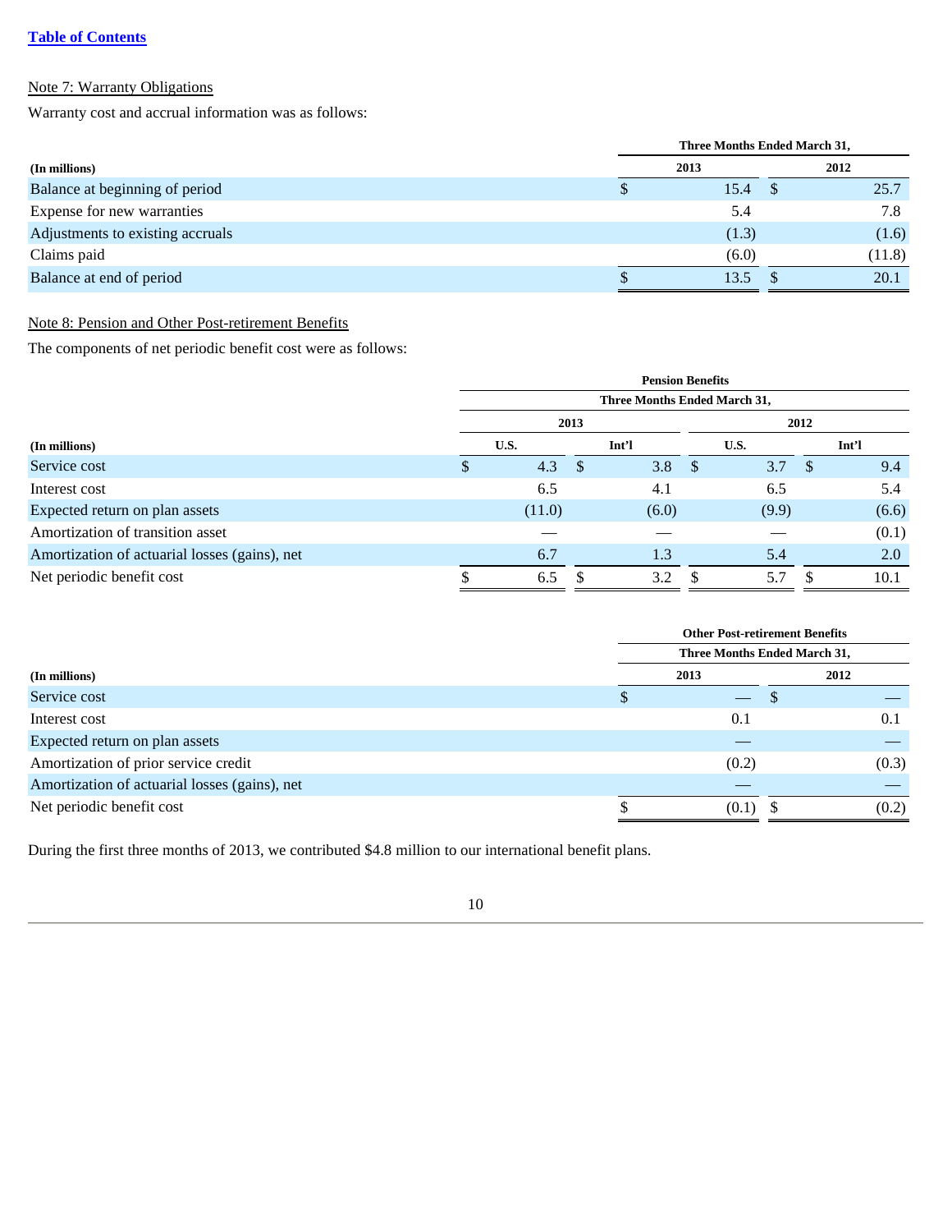Table of Contents

Note 7: Warranty Obligations

Warranty cost and accrual information was as follows:

| | Three Months Ended March 31, | |
|---|---|---|
| (In millions) | 2013 | 2012 |
| Balance at beginning of period | $ 15.4 | $ 25.7 |
| Expense for new warranties | 5.4 | 7.8 |
| Adjustments to existing accruals | (1.3) | (1.6) |
| Claims paid | (6.0) | (11.8) |
| Balance at end of period | $ 13.5 | $ 20.1 |

Note 8: Pension and Other Post-retirement Benefits

The components of net periodic benefit cost were as follows:

| | Pension Benefits | | | |
|---|---|---|---|---|
| | Three Months Ended March 31, | | | |
| | 2013 | | 2012 | |
| (In millions) | U.S. | Int'l | U.S. | Int'l |
| Service cost | $ 4.3 | $ 3.8 | $ 3.7 | $ 9.4 |
| Interest cost | 6.5 | 4.1 | 6.5 | 5.4 |
| Expected return on plan assets | (11.0) | (6.0) | (9.9) | (6.6) |
| Amortization of transition asset | — | — | — | (0.1) |
| Amortization of actuarial losses (gains), net | 6.7 | 1.3 | 5.4 | 2.0 |
| Net periodic benefit cost | $ 6.5 | $ 3.2 | $ 5.7 | $ 10.1 |

| | Other Post-retirement Benefits | |
|---|---|---|
| | Three Months Ended March 31, | |
| (In millions) | 2013 | 2012 |
| Service cost | $ — | $ — |
| Interest cost | 0.1 | 0.1 |
| Expected return on plan assets | — | — |
| Amortization of prior service credit | (0.2) | (0.3) |
| Amortization of actuarial losses (gains), net | — | — |
| Net periodic benefit cost | $ (0.1) | $ (0.2) |

During the first three months of 2013, we contributed $4.8 million to our international benefit plans.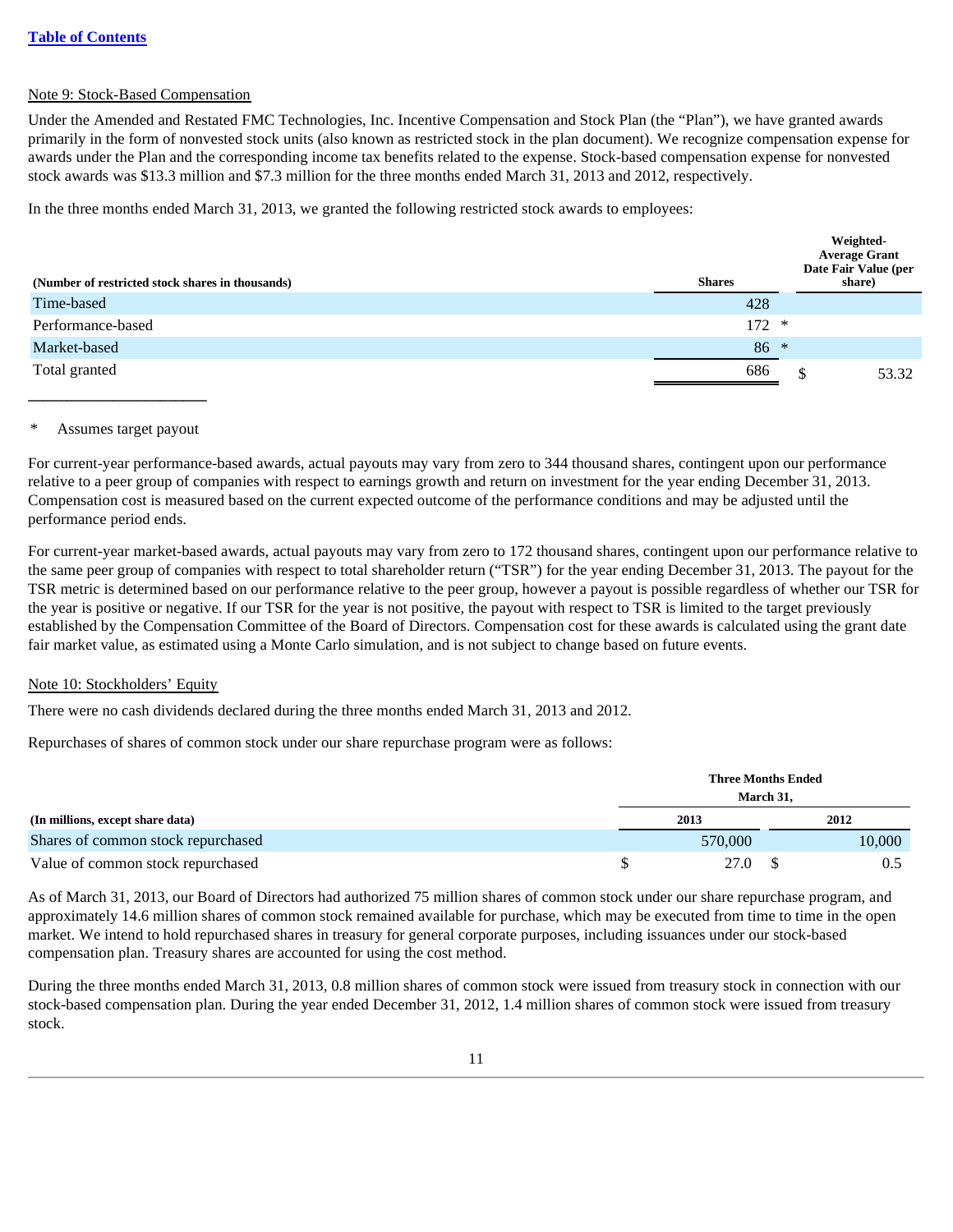[Table of Contents](#)

Note 9: Stock-Based Compensation

Under the Amended and Restated FMC Technologies, Inc. Incentive Compensation and Stock Plan (the "Plan"), we have granted awards primarily in the form of nonvested stock units (also known as restricted stock in the plan document). We recognize compensation expense for awards under the Plan and the corresponding income tax benefits related to the expense. Stock-based compensation expense for nonvested stock awards was $13.3 million and $7.3 million for the three months ended March 31, 2013 and 2012, respectively.

In the three months ended March 31, 2013, we granted the following restricted stock awards to employees:

| (Number of restricted stock shares in thousands) | Shares | Weighted-Average Grant Date Fair Value (per share) |
|---|---|---|
| Time-based | 428 | |
| Performance-based | 172 * | |
| Market-based | 86 * | |
| Total granted | 686 | $ 53.32 |

\* Assumes target payout

For current-year performance-based awards, actual payouts may vary from zero to 344 thousand shares, contingent upon our performance relative to a peer group of companies with respect to earnings growth and return on investment for the year ending December 31, 2013. Compensation cost is measured based on the current expected outcome of the performance conditions and may be adjusted until the performance period ends.

For current-year market-based awards, actual payouts may vary from zero to 172 thousand shares, contingent upon our performance relative to the same peer group of companies with respect to total shareholder return ("TSR") for the year ending December 31, 2013. The payout for the TSR metric is determined based on our performance relative to the peer group, however a payout is possible regardless of whether our TSR for the year is positive or negative. If our TSR for the year is not positive, the payout with respect to TSR is limited to the target previously established by the Compensation Committee of the Board of Directors. Compensation cost for these awards is calculated using the grant date fair market value, as estimated using a Monte Carlo simulation, and is not subject to change based on future events.

Note 10: Stockholders' Equity

There were no cash dividends declared during the three months ended March 31, 2013 and 2012.

Repurchases of shares of common stock under our share repurchase program were as follows:

| | Three Months Ended March 31, | |
|---|---|---|
| (In millions, except share data) | 2013 | 2012 |
| Shares of common stock repurchased | 570,000 | 10,000 |
| Value of common stock repurchased | $ 27.0 | $ 0.5 |

As of March 31, 2013, our Board of Directors had authorized 75 million shares of common stock under our share repurchase program, and approximately 14.6 million shares of common stock remained available for purchase, which may be executed from time to time in the open market. We intend to hold repurchased shares in treasury for general corporate purposes, including issuances under our stock-based compensation plan. Treasury shares are accounted for using the cost method.

During the three months ended March 31, 2013, 0.8 million shares of common stock were issued from treasury stock in connection with our stock-based compensation plan. During the year ended December 31, 2012, 1.4 million shares of common stock were issued from treasury stock.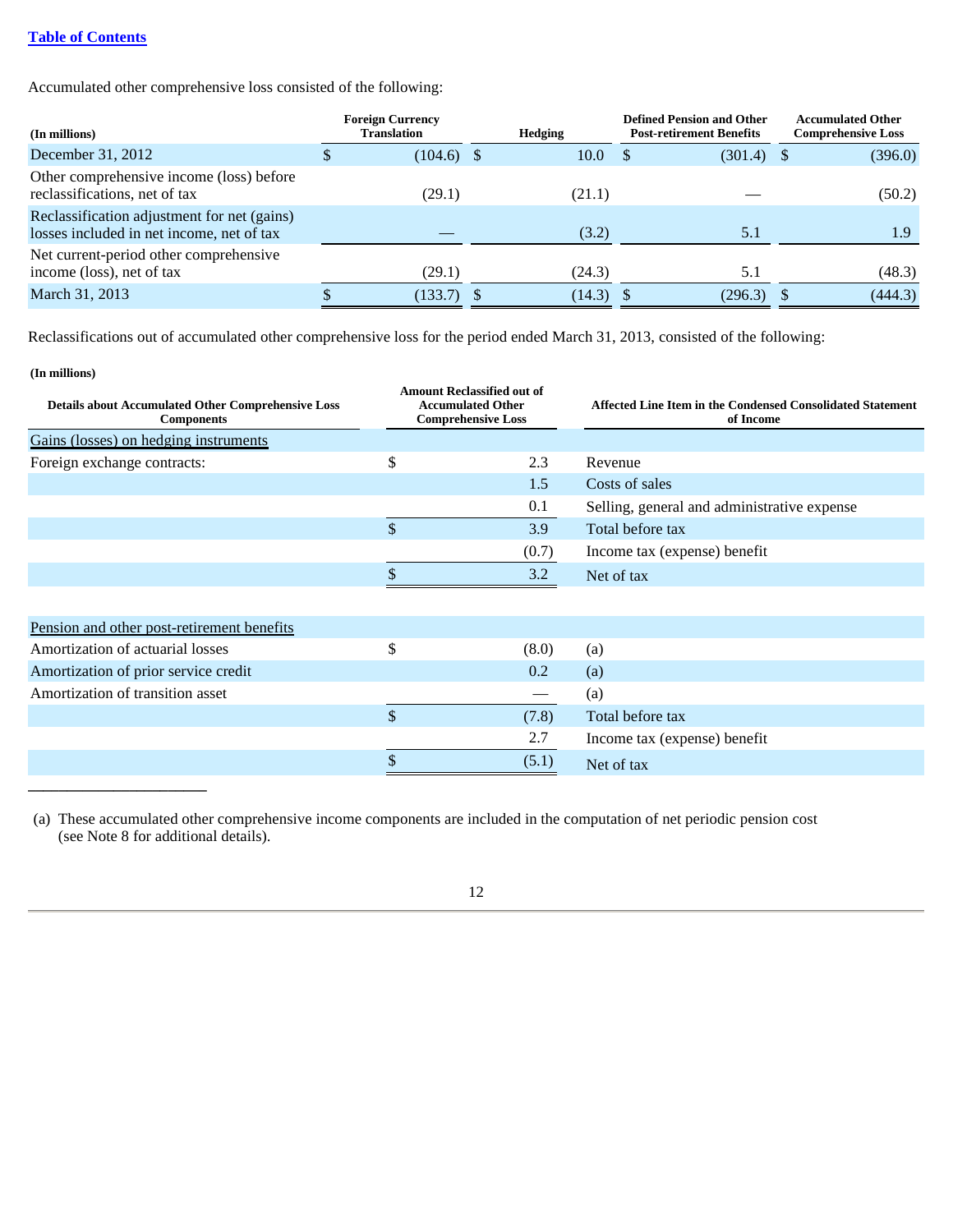Accumulated other comprehensive loss consisted of the following:

| (In millions) | Foreign Currency Translation | Hedging | Defined Pension and Other Post-retirement Benefits | Accumulated Other Comprehensive Loss |
|---|---|---|---|---|
| December 31, 2012 | $ (104.6) | $ 10.0 | $ (301.4) | $ (396.0) |
| Other comprehensive income (loss) before reclassifications, net of tax | (29.1) | (21.1) | — | (50.2) |
| Reclassification adjustment for net (gains) losses included in net income, net of tax | — | (3.2) | 5.1 | 1.9 |
| Net current-period other comprehensive income (loss), net of tax | (29.1) | (24.3) | 5.1 | (48.3) |
| March 31, 2013 | $ (133.7) | $ (14.3) | $ (296.3) | $ (444.3) |

Reclassifications out of accumulated other comprehensive loss for the period ended March 31, 2013, consisted of the following:

**(In millions)**

| Details about Accumulated Other Comprehensive Loss Components | Amount Reclassified out of Accumulated Other Comprehensive Loss | Affected Line Item in the Condensed Consolidated Statement of Income |
|---|---|---|
| Gains (losses) on hedging instruments | | |
| Foreign exchange contracts: | $ 2.3 | Revenue |
| | 1.5 | Costs of sales |
| | 0.1 | Selling, general and administrative expense |
| | $ 3.9 | Total before tax |
| | (0.7) | Income tax (expense) benefit |
| | $ 3.2 | Net of tax |
| | | |
| Pension and other post-retirement benefits | | |
| Amortization of actuarial losses | $ (8.0) | (a) |
| Amortization of prior service credit | 0.2 | (a) |
| Amortization of transition asset | — | (a) |
| | $ (7.8) | Total before tax |
| | 2.7 | Income tax (expense) benefit |
| | $ (5.1) | Net of tax |

(a) These accumulated other comprehensive income components are included in the computation of net periodic pension cost (see Note 8 for additional details).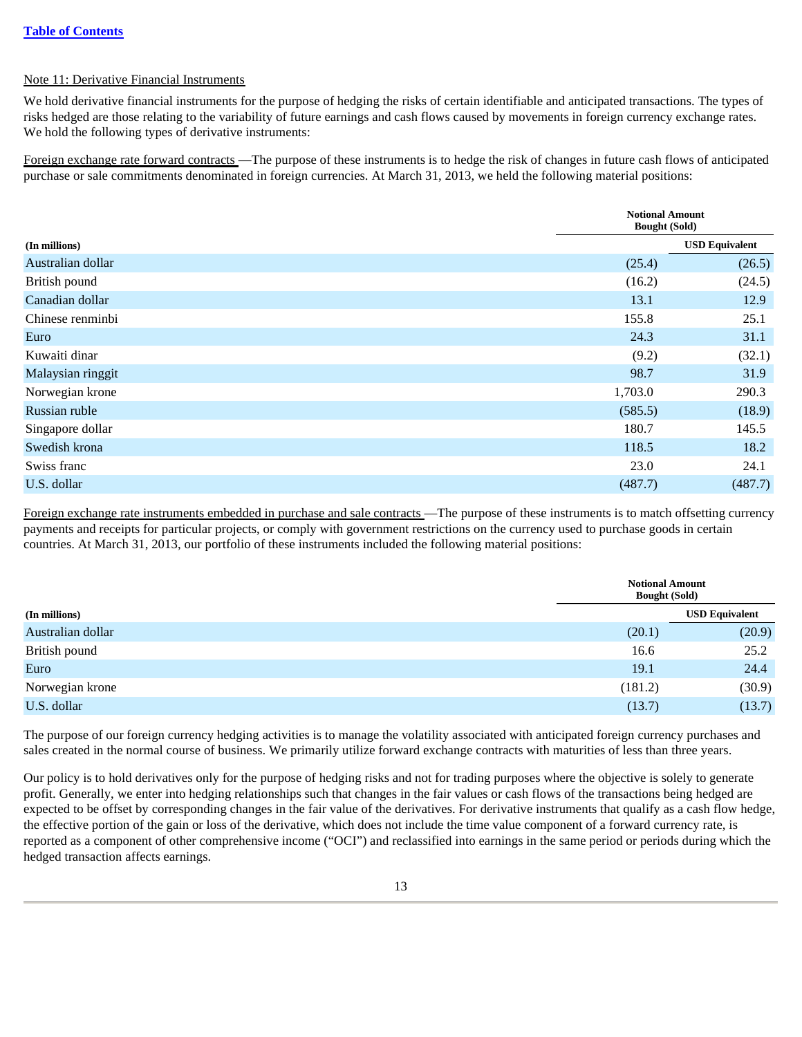Note 11: Derivative Financial Instruments

We hold derivative financial instruments for the purpose of hedging the risks of certain identifiable and anticipated transactions. The types of risks hedged are those relating to the variability of future earnings and cash flows caused by movements in foreign currency exchange rates. We hold the following types of derivative instruments:

Foreign exchange rate forward contracts —The purpose of these instruments is to hedge the risk of changes in future cash flows of anticipated purchase or sale commitments denominated in foreign currencies. At March 31, 2013, we held the following material positions:

| (In millions) | Notional Amount Bought (Sold) | USD Equivalent |
|---|---|---|
| Australian dollar | (25.4) | (26.5) |
| British pound | (16.2) | (24.5) |
| Canadian dollar | 13.1 | 12.9 |
| Chinese renminbi | 155.8 | 25.1 |
| Euro | 24.3 | 31.1 |
| Kuwaiti dinar | (9.2) | (32.1) |
| Malaysian ringgit | 98.7 | 31.9 |
| Norwegian krone | 1,703.0 | 290.3 |
| Russian ruble | (585.5) | (18.9) |
| Singapore dollar | 180.7 | 145.5 |
| Swedish krona | 118.5 | 18.2 |
| Swiss franc | 23.0 | 24.1 |
| U.S. dollar | (487.7) | (487.7) |

Foreign exchange rate instruments embedded in purchase and sale contracts —The purpose of these instruments is to match offsetting currency payments and receipts for particular projects, or comply with government restrictions on the currency used to purchase goods in certain countries. At March 31, 2013, our portfolio of these instruments included the following material positions:

| (In millions) | Notional Amount Bought (Sold) | USD Equivalent |
|---|---|---|
| Australian dollar | (20.1) | (20.9) |
| British pound | 16.6 | 25.2 |
| Euro | 19.1 | 24.4 |
| Norwegian krone | (181.2) | (30.9) |
| U.S. dollar | (13.7) | (13.7) |

The purpose of our foreign currency hedging activities is to manage the volatility associated with anticipated foreign currency purchases and sales created in the normal course of business. We primarily utilize forward exchange contracts with maturities of less than three years.

Our policy is to hold derivatives only for the purpose of hedging risks and not for trading purposes where the objective is solely to generate profit. Generally, we enter into hedging relationships such that changes in the fair values or cash flows of the transactions being hedged are expected to be offset by corresponding changes in the fair value of the derivatives. For derivative instruments that qualify as a cash flow hedge, the effective portion of the gain or loss of the derivative, which does not include the time value component of a forward currency rate, is reported as a component of other comprehensive income ("OCI") and reclassified into earnings in the same period or periods during which the hedged transaction affects earnings.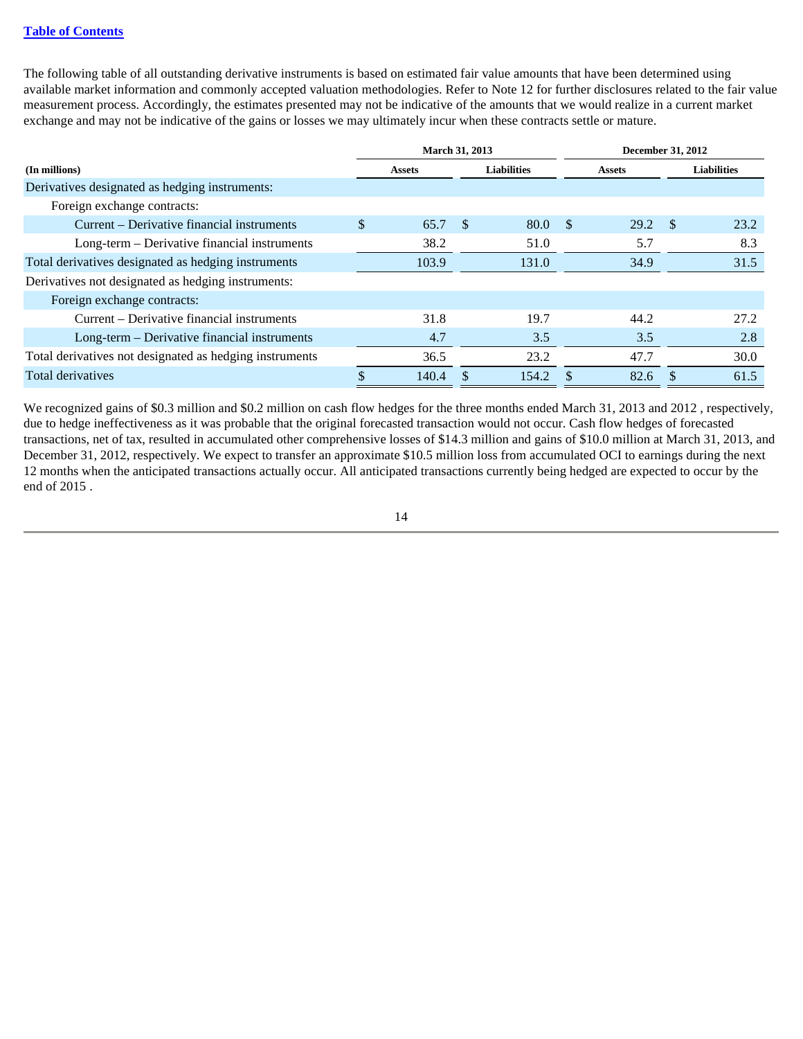The following table of all outstanding derivative instruments is based on estimated fair value amounts that have been determined using available market information and commonly accepted valuation methodologies. Refer to Note 12 for further disclosures related to the fair value measurement process. Accordingly, the estimates presented may not be indicative of the amounts that we would realize in a current market exchange and may not be indicative of the gains or losses we may ultimately incur when these contracts settle or mature.

| (In millions) | March 31, 2013 | | December 31, 2012 | |
|---|---|---|---|---|
| | Assets | Liabilities | Assets | Liabilities |
| Derivatives designated as hedging instruments: | | | | |
| Foreign exchange contracts: | | | | |
| Current – Derivative financial instruments | $ 65.7 | $ 80.0 | $ 29.2 | $ 23.2 |
| Long-term – Derivative financial instruments | 38.2 | 51.0 | 5.7 | 8.3 |
| Total derivatives designated as hedging instruments | 103.9 | 131.0 | 34.9 | 31.5 |
| Derivatives not designated as hedging instruments: | | | | |
| Foreign exchange contracts: | | | | |
| Current – Derivative financial instruments | 31.8 | 19.7 | 44.2 | 27.2 |
| Long-term – Derivative financial instruments | 4.7 | 3.5 | 3.5 | 2.8 |
| Total derivatives not designated as hedging instruments | 36.5 | 23.2 | 47.7 | 30.0 |
| Total derivatives | $ 140.4 | $ 154.2 | $ 82.6 | $ 61.5 |

We recognized gains of $0.3 million and $0.2 million on cash flow hedges for the three months ended March 31, 2013 and 2012 , respectively, due to hedge ineffectiveness as it was probable that the original forecasted transaction would not occur. Cash flow hedges of forecasted transactions, net of tax, resulted in accumulated other comprehensive losses of $14.3 million and gains of $10.0 million at March 31, 2013, and December 31, 2012, respectively. We expect to transfer an approximate $10.5 million loss from accumulated OCI to earnings during the next 12 months when the anticipated transactions actually occur. All anticipated transactions currently being hedged are expected to occur by the end of 2015 .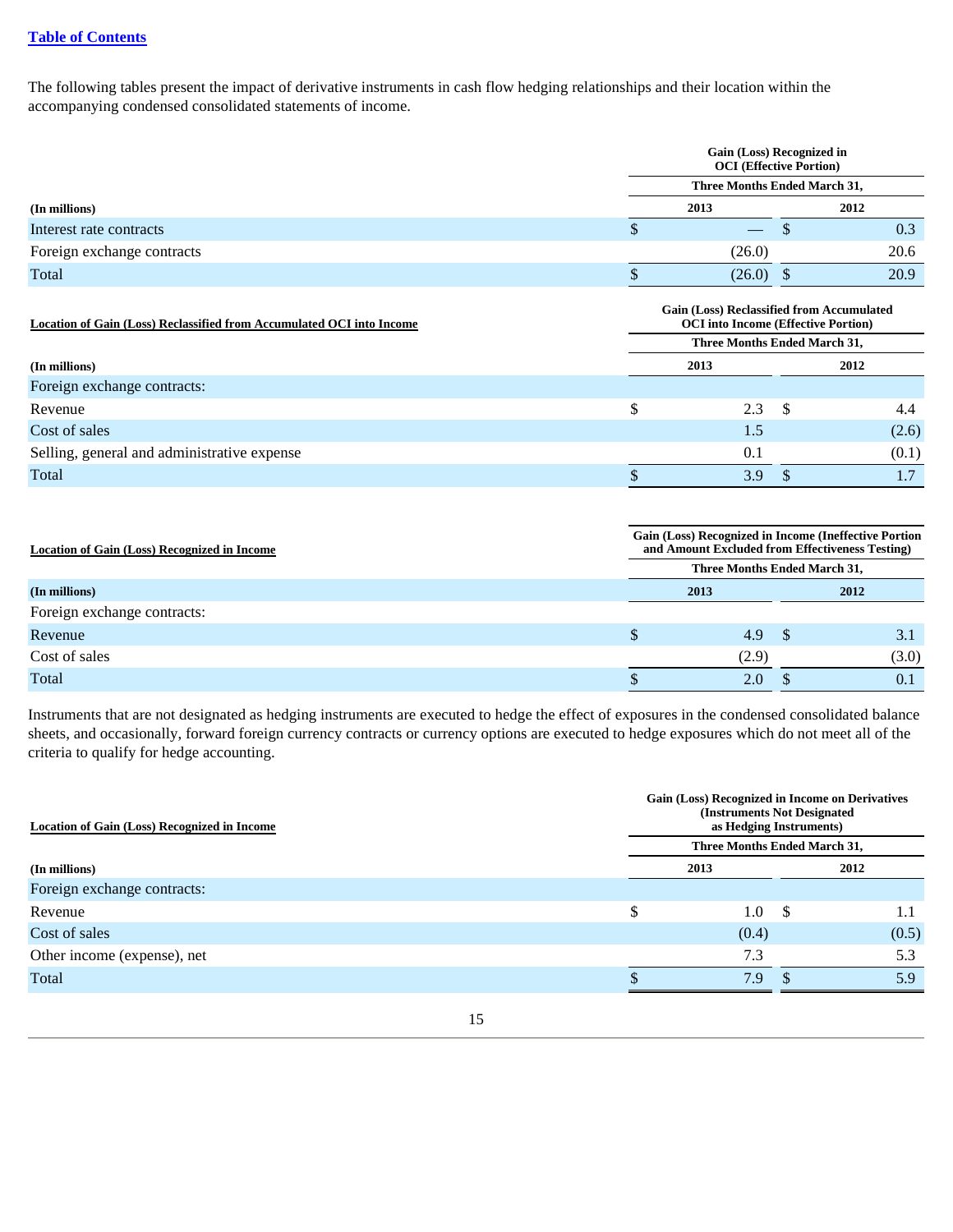[Table of Contents](#)

The following tables present the impact of derivative instruments in cash flow hedging relationships and their location within the accompanying condensed consolidated statements of income.

| | Gain (Loss) Recognized in OCI (Effective Portion) | |
|---|---|---|
| | Three Months Ended March 31, | |
| (In millions) | 2013 | 2012 |
| Interest rate contracts | $ — | $ 0.3 |
| Foreign exchange contracts | (26.0) | 20.6 |
| Total | $ (26.0) | $ 20.9 |

| Location of Gain (Loss) Reclassified from Accumulated OCI into Income | Gain (Loss) Reclassified from Accumulated OCI into Income (Effective Portion) | |
|---|---|---|
| | Three Months Ended March 31, | |
| (In millions) | 2013 | 2012 |
| Foreign exchange contracts: | | |
| Revenue | $ 2.3 | $ 4.4 |
| Cost of sales | 1.5 | (2.6) |
| Selling, general and administrative expense | 0.1 | (0.1) |
| Total | $ 3.9 | $ 1.7 |

| Location of Gain (Loss) Recognized in Income | Gain (Loss) Recognized in Income (Ineffective Portion and Amount Excluded from Effectiveness Testing) | |
|---|---|---|
| | Three Months Ended March 31, | |
| (In millions) | 2013 | 2012 |
| Foreign exchange contracts: | | |
| Revenue | $ 4.9 | $ 3.1 |
| Cost of sales | (2.9) | (3.0) |
| Total | $ 2.0 | $ 0.1 |

Instruments that are not designated as hedging instruments are executed to hedge the effect of exposures in the condensed consolidated balance sheets, and occasionally, forward foreign currency contracts or currency options are executed to hedge exposures which do not meet all of the criteria to qualify for hedge accounting.

| Location of Gain (Loss) Recognized in Income | Gain (Loss) Recognized in Income on Derivatives (Instruments Not Designated as Hedging Instruments) | |
|---|---|---|
| | Three Months Ended March 31, | |
| (In millions) | 2013 | 2012 |
| Foreign exchange contracts: | | |
| Revenue | $ 1.0 | $ 1.1 |
| Cost of sales | (0.4) | (0.5) |
| Other income (expense), net | 7.3 | 5.3 |
| Total | $ 7.9 | $ 5.9 |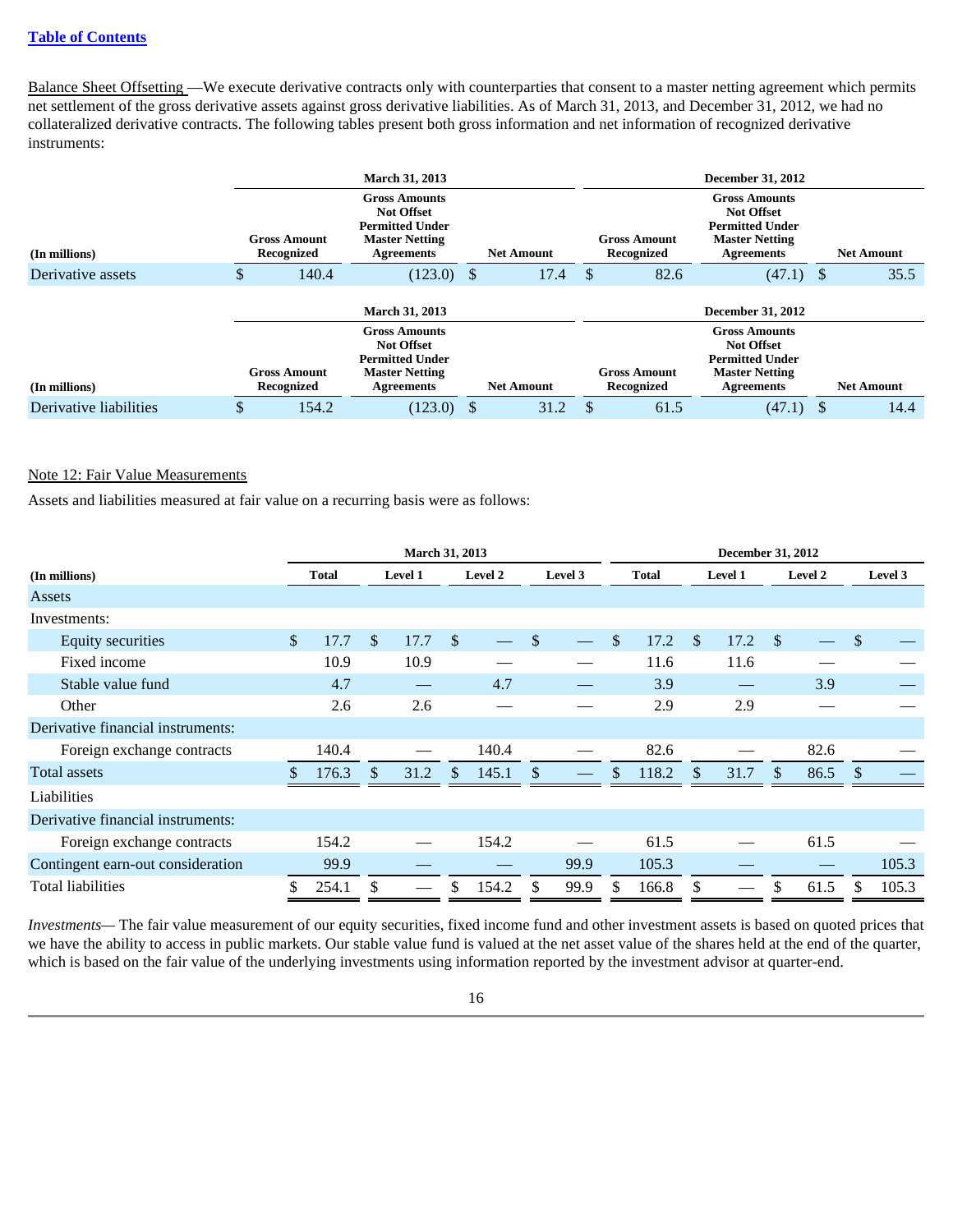Balance Sheet Offsetting —We execute derivative contracts only with counterparties that consent to a master netting agreement which permits net settlement of the gross derivative assets against gross derivative liabilities. As of March 31, 2013, and December 31, 2012, we had no collateralized derivative contracts. The following tables present both gross information and net information of recognized derivative instruments:

| (In millions) | March 31, 2013 | | | December 31, 2012 | | |
|---|---|---|---|---|---|---|
| | Gross Amount Recognized | Gross Amounts Not Offset Permitted Under Master Netting Agreements | Net Amount | Gross Amount Recognized | Gross Amounts Not Offset Permitted Under Master Netting Agreements | Net Amount |
| Derivative assets | $ 140.4 | (123.0) | $ 17.4 | $ 82.6 | (47.1) | $ 35.5 |

| (In millions) | March 31, 2013 | | | December 31, 2012 | | |
|---|---|---|---|---|---|---|
| | Gross Amount Recognized | Gross Amounts Not Offset Permitted Under Master Netting Agreements | Net Amount | Gross Amount Recognized | Gross Amounts Not Offset Permitted Under Master Netting Agreements | Net Amount |
| Derivative liabilities | $ 154.2 | (123.0) | $ 31.2 | $ 61.5 | (47.1) | $ 14.4 |

Note 12: Fair Value Measurements

Assets and liabilities measured at fair value on a recurring basis were as follows:

| (In millions) | March 31, 2013 | | | | December 31, 2012 | | | |
|---|---|---|---|---|---|---|---|---|
| | Total | Level 1 | Level 2 | Level 3 | Total | Level 1 | Level 2 | Level 3 |
| Assets | | | | | | | | |
| Investments: | | | | | | | | |
| Equity securities | $ 17.7 | $ 17.7 | $ — | $ — | $ 17.2 | $ 17.2 | $ — | $ — |
| Fixed income | 10.9 | 10.9 | — | — | 11.6 | 11.6 | — | — |
| Stable value fund | 4.7 | — | 4.7 | — | 3.9 | — | 3.9 | — |
| Other | 2.6 | 2.6 | — | — | 2.9 | 2.9 | — | — |
| Derivative financial instruments: | | | | | | | | |
| Foreign exchange contracts | 140.4 | — | 140.4 | — | 82.6 | — | 82.6 | — |
| Total assets | $ 176.3 | $ 31.2 | $ 145.1 | $ — | $ 118.2 | $ 31.7 | $ 86.5 | $ — |
| Liabilities | | | | | | | | |
| Derivative financial instruments: | | | | | | | | |
| Foreign exchange contracts | 154.2 | — | 154.2 | — | 61.5 | — | 61.5 | — |
| Contingent earn-out consideration | 99.9 | — | — | 99.9 | 105.3 | — | — | 105.3 |
| Total liabilities | $ 254.1 | $ — | $ 154.2 | $ 99.9 | $ 166.8 | $ — | $ 61.5 | $ 105.3 |

*Investments—* The fair value measurement of our equity securities, fixed income fund and other investment assets is based on quoted prices that we have the ability to access in public markets. Our stable value fund is valued at the net asset value of the shares held at the end of the quarter, which is based on the fair value of the underlying investments using information reported by the investment advisor at quarter-end.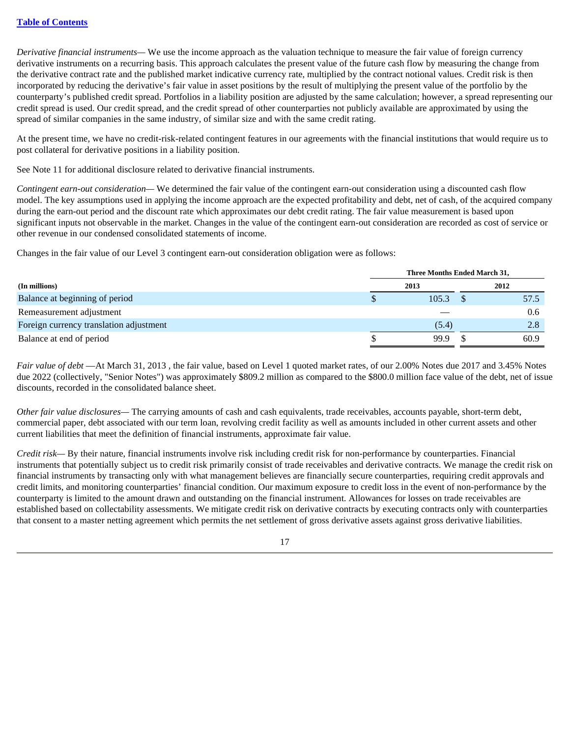*Derivative financial instruments*— We use the income approach as the valuation technique to measure the fair value of foreign currency derivative instruments on a recurring basis. This approach calculates the present value of the future cash flow by measuring the change from the derivative contract rate and the published market indicative currency rate, multiplied by the contract notional values. Credit risk is then incorporated by reducing the derivative's fair value in asset positions by the result of multiplying the present value of the portfolio by the counterparty's published credit spread. Portfolios in a liability position are adjusted by the same calculation; however, a spread representing our credit spread is used. Our credit spread, and the credit spread of other counterparties not publicly available are approximated by using the spread of similar companies in the same industry, of similar size and with the same credit rating.

At the present time, we have no credit-risk-related contingent features in our agreements with the financial institutions that would require us to post collateral for derivative positions in a liability position.

See Note 11 for additional disclosure related to derivative financial instruments.

*Contingent earn-out consideration*— We determined the fair value of the contingent earn-out consideration using a discounted cash flow model. The key assumptions used in applying the income approach are the expected profitability and debt, net of cash, of the acquired company during the earn-out period and the discount rate which approximates our debt credit rating. The fair value measurement is based upon significant inputs not observable in the market. Changes in the value of the contingent earn-out consideration are recorded as cost of service or other revenue in our condensed consolidated statements of income.

Changes in the fair value of our Level 3 contingent earn-out consideration obligation were as follows:

| | Three Months Ended March 31, | |
|---|---|---|
| **(In millions)** | **2013** | **2012** |
| Balance at beginning of period | $ 105.3 | $ 57.5 |
| Remeasurement adjustment | — | 0.6 |
| Foreign currency translation adjustment | (5.4) | 2.8 |
| Balance at end of period | $ 99.9 | $ 60.9 |

*Fair value of debt* —At March 31, 2013 , the fair value, based on Level 1 quoted market rates, of our 2.00% Notes due 2017 and 3.45% Notes due 2022 (collectively, "Senior Notes") was approximately $809.2 million as compared to the $800.0 million face value of the debt, net of issue discounts, recorded in the consolidated balance sheet.

*Other fair value disclosures*— The carrying amounts of cash and cash equivalents, trade receivables, accounts payable, short-term debt, commercial paper, debt associated with our term loan, revolving credit facility as well as amounts included in other current assets and other current liabilities that meet the definition of financial instruments, approximate fair value.

*Credit risk*— By their nature, financial instruments involve risk including credit risk for non-performance by counterparties. Financial instruments that potentially subject us to credit risk primarily consist of trade receivables and derivative contracts. We manage the credit risk on financial instruments by transacting only with what management believes are financially secure counterparties, requiring credit approvals and credit limits, and monitoring counterparties' financial condition. Our maximum exposure to credit loss in the event of non-performance by the counterparty is limited to the amount drawn and outstanding on the financial instrument. Allowances for losses on trade receivables are established based on collectability assessments. We mitigate credit risk on derivative contracts by executing contracts only with counterparties that consent to a master netting agreement which permits the net settlement of gross derivative assets against gross derivative liabilities.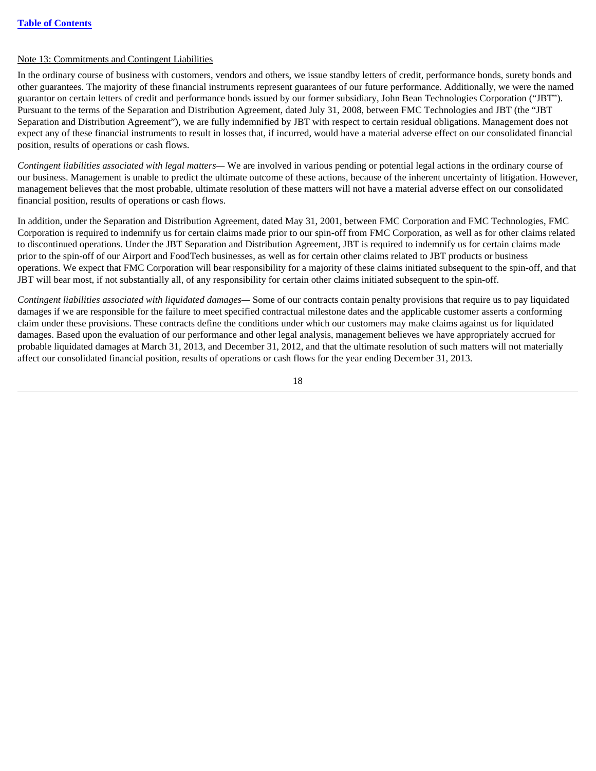Note 13: Commitments and Contingent Liabilities

In the ordinary course of business with customers, vendors and others, we issue standby letters of credit, performance bonds, surety bonds and other guarantees. The majority of these financial instruments represent guarantees of our future performance. Additionally, we were the named guarantor on certain letters of credit and performance bonds issued by our former subsidiary, John Bean Technologies Corporation ("JBT"). Pursuant to the terms of the Separation and Distribution Agreement, dated July 31, 2008, between FMC Technologies and JBT (the "JBT Separation and Distribution Agreement"), we are fully indemnified by JBT with respect to certain residual obligations. Management does not expect any of these financial instruments to result in losses that, if incurred, would have a material adverse effect on our consolidated financial position, results of operations or cash flows.

*Contingent liabilities associated with legal matters*— We are involved in various pending or potential legal actions in the ordinary course of our business. Management is unable to predict the ultimate outcome of these actions, because of the inherent uncertainty of litigation. However, management believes that the most probable, ultimate resolution of these matters will not have a material adverse effect on our consolidated financial position, results of operations or cash flows.

In addition, under the Separation and Distribution Agreement, dated May 31, 2001, between FMC Corporation and FMC Technologies, FMC Corporation is required to indemnify us for certain claims made prior to our spin-off from FMC Corporation, as well as for other claims related to discontinued operations. Under the JBT Separation and Distribution Agreement, JBT is required to indemnify us for certain claims made prior to the spin-off of our Airport and FoodTech businesses, as well as for certain other claims related to JBT products or business operations. We expect that FMC Corporation will bear responsibility for a majority of these claims initiated subsequent to the spin-off, and that JBT will bear most, if not substantially all, of any responsibility for certain other claims initiated subsequent to the spin-off.

*Contingent liabilities associated with liquidated damages*— Some of our contracts contain penalty provisions that require us to pay liquidated damages if we are responsible for the failure to meet specified contractual milestone dates and the applicable customer asserts a conforming claim under these provisions. These contracts define the conditions under which our customers may make claims against us for liquidated damages. Based upon the evaluation of our performance and other legal analysis, management believes we have appropriately accrued for probable liquidated damages at March 31, 2013, and December 31, 2012, and that the ultimate resolution of such matters will not materially affect our consolidated financial position, results of operations or cash flows for the year ending December 31, 2013.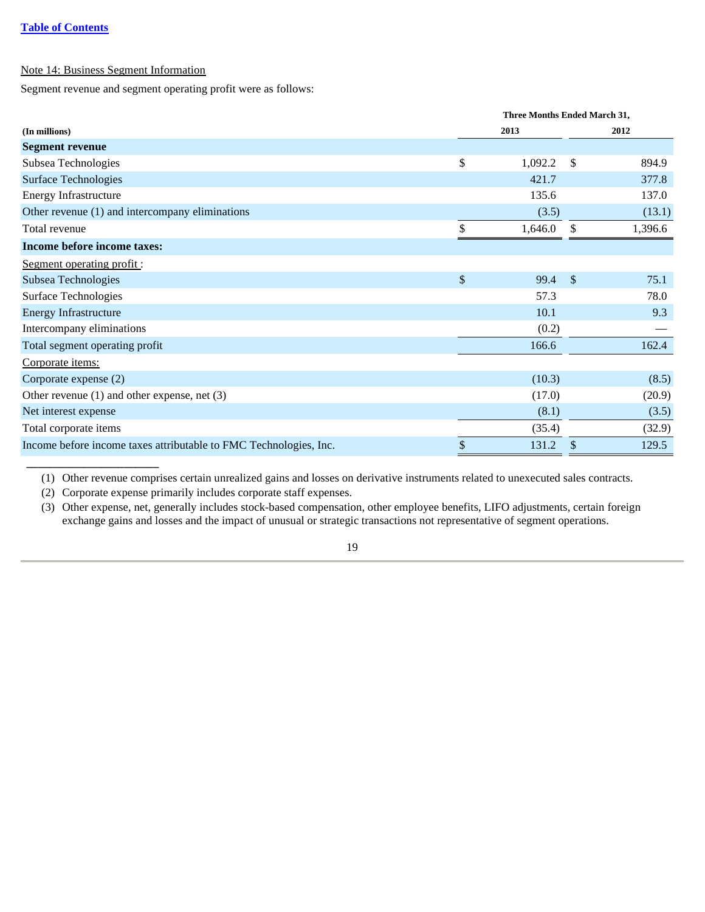Note 14: Business Segment Information

Segment revenue and segment operating profit were as follows:

| (In millions) | Three Months Ended March 31, 2013 | Three Months Ended March 31, 2012 |
|---|---|---|
| **Segment revenue** | | |
| Subsea Technologies | $ 1,092.2 | $ 894.9 |
| Surface Technologies | 421.7 | 377.8 |
| Energy Infrastructure | 135.6 | 137.0 |
| Other revenue (1) and intercompany eliminations | (3.5) | (13.1) |
| Total revenue | $ 1,646.0 | $ 1,396.6 |
| **Income before income taxes:** | | |
| Segment operating profit : | | |
| Subsea Technologies | $ 99.4 | $ 75.1 |
| Surface Technologies | 57.3 | 78.0 |
| Energy Infrastructure | 10.1 | 9.3 |
| Intercompany eliminations | (0.2) | — |
| Total segment operating profit | 166.6 | 162.4 |
| Corporate items: | | |
| Corporate expense (2) | (10.3) | (8.5) |
| Other revenue (1) and other expense, net (3) | (17.0) | (20.9) |
| Net interest expense | (8.1) | (3.5) |
| Total corporate items | (35.4) | (32.9) |
| Income before income taxes attributable to FMC Technologies, Inc. | $ 131.2 | $ 129.5 |

(1) Other revenue comprises certain unrealized gains and losses on derivative instruments related to unexecuted sales contracts.

(2) Corporate expense primarily includes corporate staff expenses.

(3) Other expense, net, generally includes stock-based compensation, other employee benefits, LIFO adjustments, certain foreign exchange gains and losses and the impact of unusual or strategic transactions not representative of segment operations.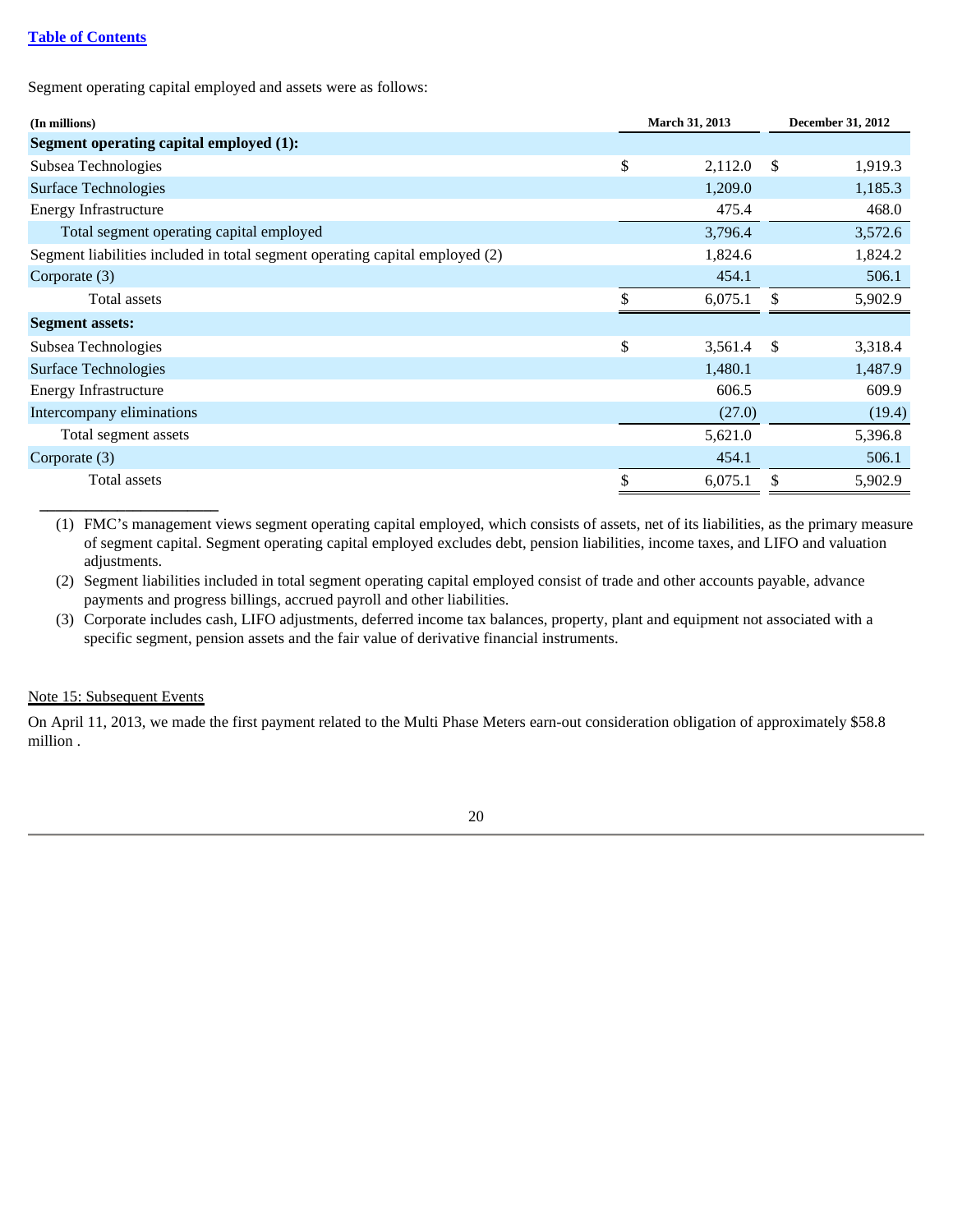Segment operating capital employed and assets were as follows:

| (In millions) | March 31, 2013 | December 31, 2012 |
|---|---|---|
| **Segment operating capital employed (1):** | | |
| Subsea Technologies | $ 2,112.0 | $ 1,919.3 |
| Surface Technologies | 1,209.0 | 1,185.3 |
| Energy Infrastructure | 475.4 | 468.0 |
| Total segment operating capital employed | 3,796.4 | 3,572.6 |
| Segment liabilities included in total segment operating capital employed (2) | 1,824.6 | 1,824.2 |
| Corporate (3) | 454.1 | 506.1 |
| Total assets | $ 6,075.1 | $ 5,902.9 |
| **Segment assets:** | | |
| Subsea Technologies | $ 3,561.4 | $ 3,318.4 |
| Surface Technologies | 1,480.1 | 1,487.9 |
| Energy Infrastructure | 606.5 | 609.9 |
| Intercompany eliminations | (27.0) | (19.4) |
| Total segment assets | 5,621.0 | 5,396.8 |
| Corporate (3) | 454.1 | 506.1 |
| Total assets | $ 6,075.1 | $ 5,902.9 |

(1) FMC's management views segment operating capital employed, which consists of assets, net of its liabilities, as the primary measure of segment capital. Segment operating capital employed excludes debt, pension liabilities, income taxes, and LIFO and valuation adjustments.

(2) Segment liabilities included in total segment operating capital employed consist of trade and other accounts payable, advance payments and progress billings, accrued payroll and other liabilities.

(3) Corporate includes cash, LIFO adjustments, deferred income tax balances, property, plant and equipment not associated with a specific segment, pension assets and the fair value of derivative financial instruments.

## Note 15: Subsequent Events

On April 11, 2013, we made the first payment related to the Multi Phase Meters earn-out consideration obligation of approximately $58.8 million .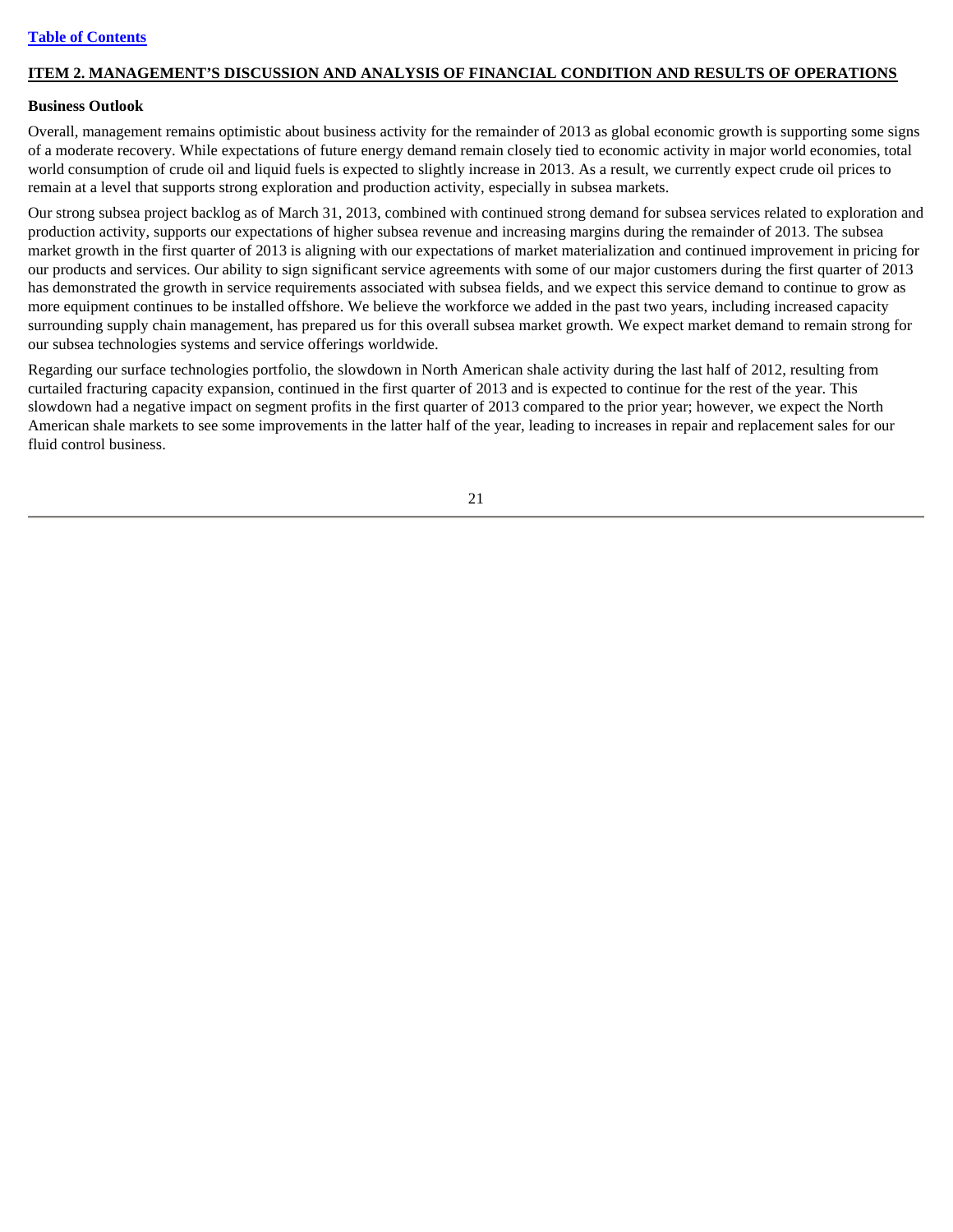## ITEM 2. MANAGEMENT'S DISCUSSION AND ANALYSIS OF FINANCIAL CONDITION AND RESULTS OF OPERATIONS

### Business Outlook

Overall, management remains optimistic about business activity for the remainder of 2013 as global economic growth is supporting some signs of a moderate recovery. While expectations of future energy demand remain closely tied to economic activity in major world economies, total world consumption of crude oil and liquid fuels is expected to slightly increase in 2013. As a result, we currently expect crude oil prices to remain at a level that supports strong exploration and production activity, especially in subsea markets.

Our strong subsea project backlog as of March 31, 2013, combined with continued strong demand for subsea services related to exploration and production activity, supports our expectations of higher subsea revenue and increasing margins during the remainder of 2013. The subsea market growth in the first quarter of 2013 is aligning with our expectations of market materialization and continued improvement in pricing for our products and services. Our ability to sign significant service agreements with some of our major customers during the first quarter of 2013 has demonstrated the growth in service requirements associated with subsea fields, and we expect this service demand to continue to grow as more equipment continues to be installed offshore. We believe the workforce we added in the past two years, including increased capacity surrounding supply chain management, has prepared us for this overall subsea market growth. We expect market demand to remain strong for our subsea technologies systems and service offerings worldwide.

Regarding our surface technologies portfolio, the slowdown in North American shale activity during the last half of 2012, resulting from curtailed fracturing capacity expansion, continued in the first quarter of 2013 and is expected to continue for the rest of the year. This slowdown had a negative impact on segment profits in the first quarter of 2013 compared to the prior year; however, we expect the North American shale markets to see some improvements in the latter half of the year, leading to increases in repair and replacement sales for our fluid control business.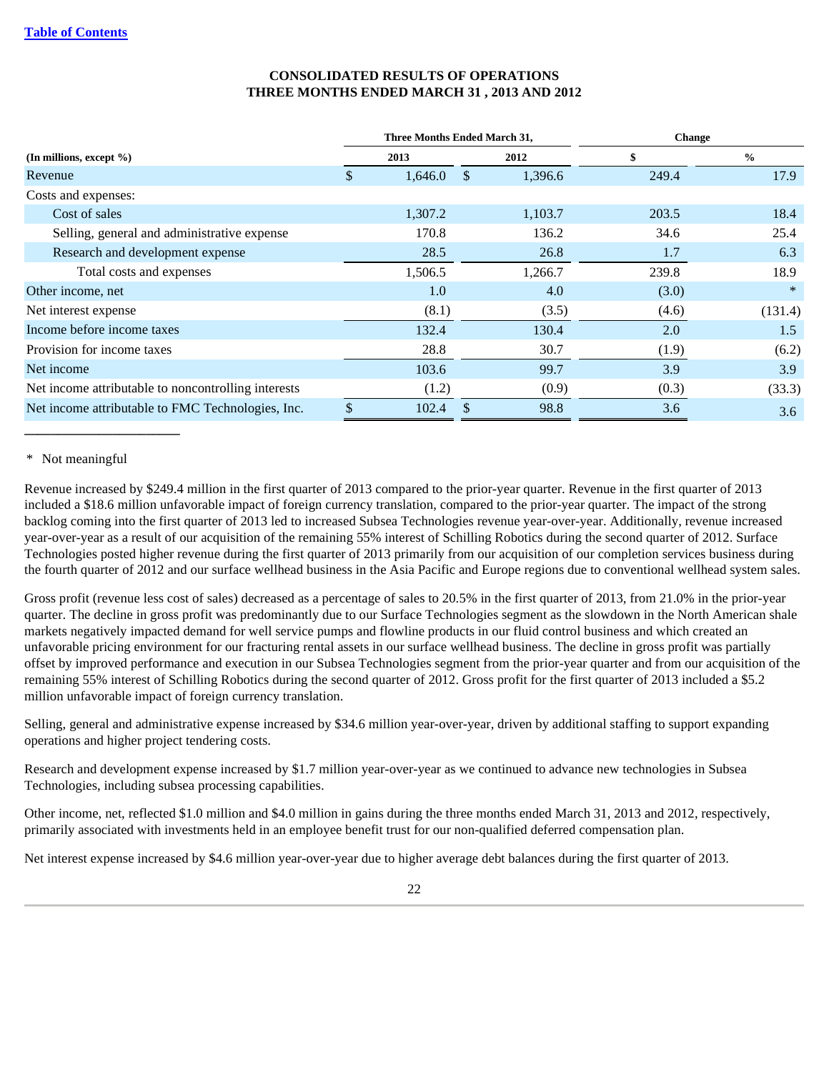## CONSOLIDATED RESULTS OF OPERATIONS
## THREE MONTHS ENDED MARCH 31 , 2013 AND 2012

| | Three Months Ended March 31, | | Change | |
|---|---|---|---|---|
| **(In millions, except %)** | **2013** | **2012** | **$** | **%** |
| Revenue | $ 1,646.0 | $ 1,396.6 | 249.4 | 17.9 |
| Costs and expenses: | | | | |
| Cost of sales | 1,307.2 | 1,103.7 | 203.5 | 18.4 |
| Selling, general and administrative expense | 170.8 | 136.2 | 34.6 | 25.4 |
| Research and development expense | 28.5 | 26.8 | 1.7 | 6.3 |
| Total costs and expenses | 1,506.5 | 1,266.7 | 239.8 | 18.9 |
| Other income, net | 1.0 | 4.0 | (3.0) | * |
| Net interest expense | (8.1) | (3.5) | (4.6) | (131.4) |
| Income before income taxes | 132.4 | 130.4 | 2.0 | 1.5 |
| Provision for income taxes | 28.8 | 30.7 | (1.9) | (6.2) |
| Net income | 103.6 | 99.7 | 3.9 | 3.9 |
| Net income attributable to noncontrolling interests | (1.2) | (0.9) | (0.3) | (33.3) |
| Net income attributable to FMC Technologies, Inc. | $ 102.4 | $ 98.8 | 3.6 | 3.6 |

\* Not meaningful

Revenue increased by $249.4 million in the first quarter of 2013 compared to the prior-year quarter. Revenue in the first quarter of 2013 included a $18.6 million unfavorable impact of foreign currency translation, compared to the prior-year quarter. The impact of the strong backlog coming into the first quarter of 2013 led to increased Subsea Technologies revenue year-over-year. Additionally, revenue increased year-over-year as a result of our acquisition of the remaining 55% interest of Schilling Robotics during the second quarter of 2012. Surface Technologies posted higher revenue during the first quarter of 2013 primarily from our acquisition of our completion services business during the fourth quarter of 2012 and our surface wellhead business in the Asia Pacific and Europe regions due to conventional wellhead system sales.

Gross profit (revenue less cost of sales) decreased as a percentage of sales to 20.5% in the first quarter of 2013, from 21.0% in the prior-year quarter. The decline in gross profit was predominantly due to our Surface Technologies segment as the slowdown in the North American shale markets negatively impacted demand for well service pumps and flowline products in our fluid control business and which created an unfavorable pricing environment for our fracturing rental assets in our surface wellhead business. The decline in gross profit was partially offset by improved performance and execution in our Subsea Technologies segment from the prior-year quarter and from our acquisition of the remaining 55% interest of Schilling Robotics during the second quarter of 2012. Gross profit for the first quarter of 2013 included a $5.2 million unfavorable impact of foreign currency translation.

Selling, general and administrative expense increased by $34.6 million year-over-year, driven by additional staffing to support expanding operations and higher project tendering costs.

Research and development expense increased by $1.7 million year-over-year as we continued to advance new technologies in Subsea Technologies, including subsea processing capabilities.

Other income, net, reflected $1.0 million and $4.0 million in gains during the three months ended March 31, 2013 and 2012, respectively, primarily associated with investments held in an employee benefit trust for our non-qualified deferred compensation plan.

Net interest expense increased by $4.6 million year-over-year due to higher average debt balances during the first quarter of 2013.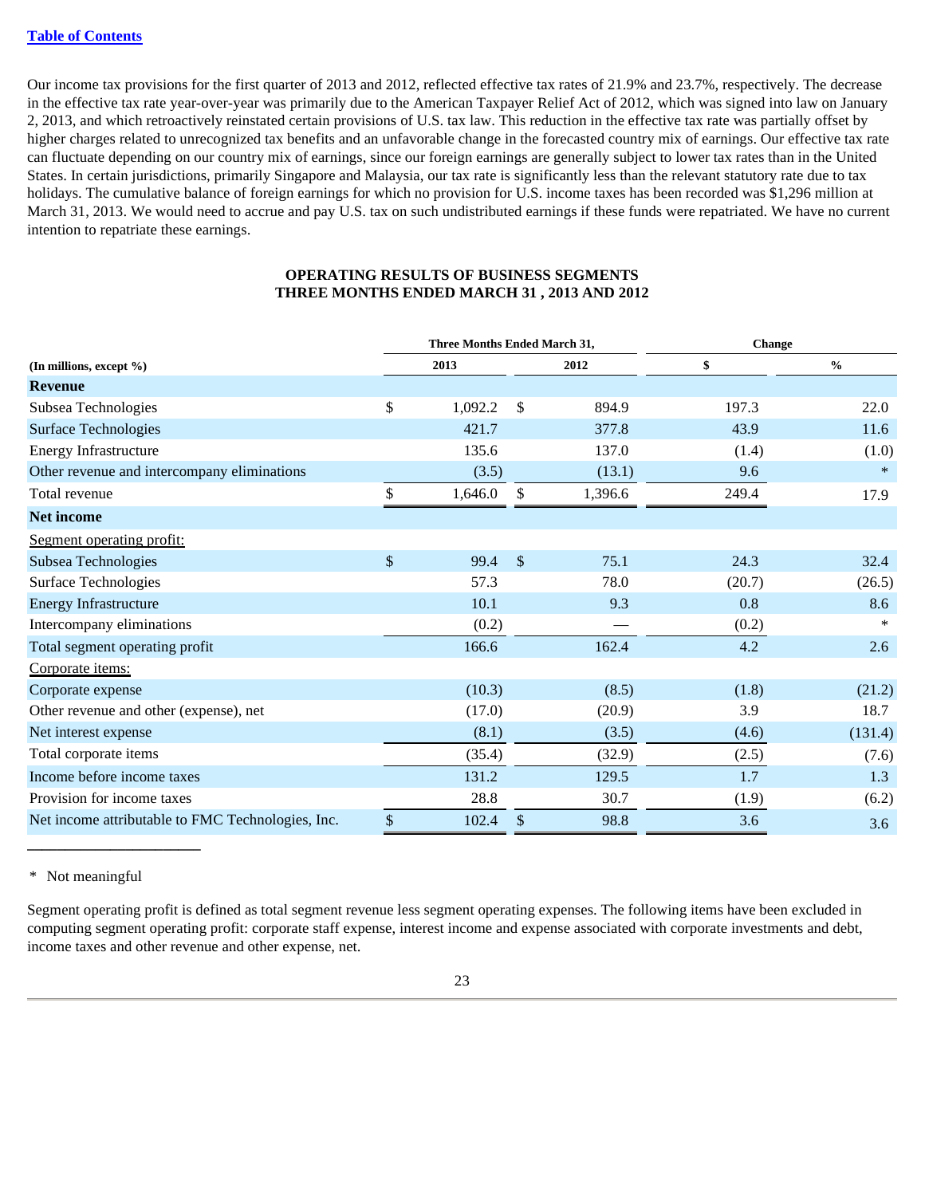Our income tax provisions for the first quarter of 2013 and 2012, reflected effective tax rates of 21.9% and 23.7%, respectively. The decrease in the effective tax rate year-over-year was primarily due to the American Taxpayer Relief Act of 2012, which was signed into law on January 2, 2013, and which retroactively reinstated certain provisions of U.S. tax law. This reduction in the effective tax rate was partially offset by higher charges related to unrecognized tax benefits and an unfavorable change in the forecasted country mix of earnings. Our effective tax rate can fluctuate depending on our country mix of earnings, since our foreign earnings are generally subject to lower tax rates than in the United States. In certain jurisdictions, primarily Singapore and Malaysia, our tax rate is significantly less than the relevant statutory rate due to tax holidays. The cumulative balance of foreign earnings for which no provision for U.S. income taxes has been recorded was $1,296 million at March 31, 2013. We would need to accrue and pay U.S. tax on such undistributed earnings if these funds were repatriated. We have no current intention to repatriate these earnings.

## OPERATING RESULTS OF BUSINESS SEGMENTS
## THREE MONTHS ENDED MARCH 31 , 2013 AND 2012

| | Three Months Ended March 31, | | Change | |
|---|---|---|---|---|
| **(In millions, except %)** | **2013** | **2012** | **$** | **%** |
| **Revenue** | | | | |
| Subsea Technologies | $ 1,092.2 | $ 894.9 | 197.3 | 22.0 |
| Surface Technologies | 421.7 | 377.8 | 43.9 | 11.6 |
| Energy Infrastructure | 135.6 | 137.0 | (1.4) | (1.0) |
| Other revenue and intercompany eliminations | (3.5) | (13.1) | 9.6 | * |
| Total revenue | $ 1,646.0 | $ 1,396.6 | 249.4 | 17.9 |
| **Net income** | | | | |
| Segment operating profit: | | | | |
| Subsea Technologies | $ 99.4 | $ 75.1 | 24.3 | 32.4 |
| Surface Technologies | 57.3 | 78.0 | (20.7) | (26.5) |
| Energy Infrastructure | 10.1 | 9.3 | 0.8 | 8.6 |
| Intercompany eliminations | (0.2) | — | (0.2) | * |
| Total segment operating profit | 166.6 | 162.4 | 4.2 | 2.6 |
| Corporate items: | | | | |
| Corporate expense | (10.3) | (8.5) | (1.8) | (21.2) |
| Other revenue and other (expense), net | (17.0) | (20.9) | 3.9 | 18.7 |
| Net interest expense | (8.1) | (3.5) | (4.6) | (131.4) |
| Total corporate items | (35.4) | (32.9) | (2.5) | (7.6) |
| Income before income taxes | 131.2 | 129.5 | 1.7 | 1.3 |
| Provision for income taxes | 28.8 | 30.7 | (1.9) | (6.2) |
| Net income attributable to FMC Technologies, Inc. | $ 102.4 | $ 98.8 | 3.6 | 3.6 |

\* Not meaningful

Segment operating profit is defined as total segment revenue less segment operating expenses. The following items have been excluded in computing segment operating profit: corporate staff expense, interest income and expense associated with corporate investments and debt, income taxes and other revenue and other expense, net.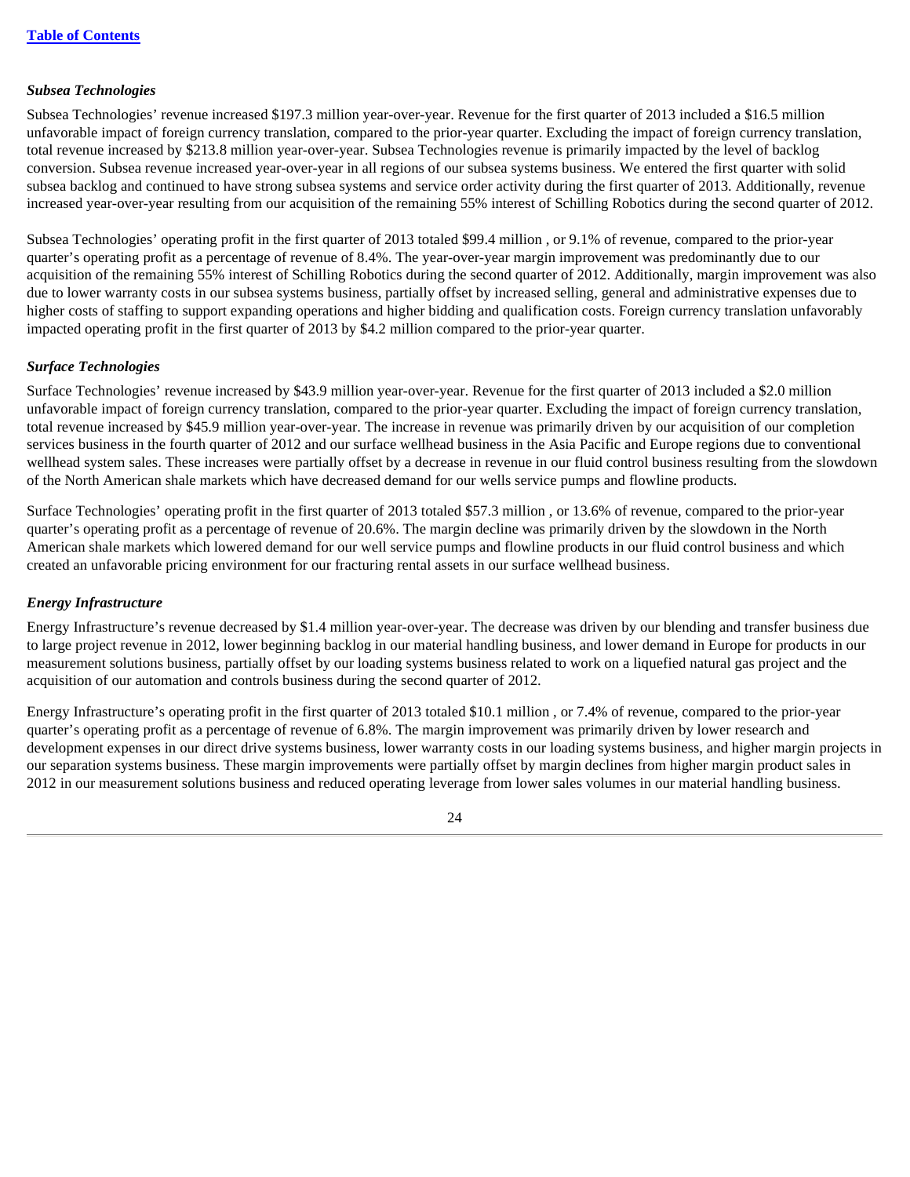### *Subsea Technologies*

Subsea Technologies' revenue increased $197.3 million year-over-year. Revenue for the first quarter of 2013 included a $16.5 million unfavorable impact of foreign currency translation, compared to the prior-year quarter. Excluding the impact of foreign currency translation, total revenue increased by $213.8 million year-over-year. Subsea Technologies revenue is primarily impacted by the level of backlog conversion. Subsea revenue increased year-over-year in all regions of our subsea systems business. We entered the first quarter with solid subsea backlog and continued to have strong subsea systems and service order activity during the first quarter of 2013. Additionally, revenue increased year-over-year resulting from our acquisition of the remaining 55% interest of Schilling Robotics during the second quarter of 2012.

Subsea Technologies' operating profit in the first quarter of 2013 totaled $99.4 million , or 9.1% of revenue, compared to the prior-year quarter's operating profit as a percentage of revenue of 8.4%. The year-over-year margin improvement was predominantly due to our acquisition of the remaining 55% interest of Schilling Robotics during the second quarter of 2012. Additionally, margin improvement was also due to lower warranty costs in our subsea systems business, partially offset by increased selling, general and administrative expenses due to higher costs of staffing to support expanding operations and higher bidding and qualification costs. Foreign currency translation unfavorably impacted operating profit in the first quarter of 2013 by $4.2 million compared to the prior-year quarter.

### *Surface Technologies*

Surface Technologies' revenue increased by $43.9 million year-over-year. Revenue for the first quarter of 2013 included a $2.0 million unfavorable impact of foreign currency translation, compared to the prior-year quarter. Excluding the impact of foreign currency translation, total revenue increased by $45.9 million year-over-year. The increase in revenue was primarily driven by our acquisition of our completion services business in the fourth quarter of 2012 and our surface wellhead business in the Asia Pacific and Europe regions due to conventional wellhead system sales. These increases were partially offset by a decrease in revenue in our fluid control business resulting from the slowdown of the North American shale markets which have decreased demand for our wells service pumps and flowline products.

Surface Technologies' operating profit in the first quarter of 2013 totaled $57.3 million , or 13.6% of revenue, compared to the prior-year quarter's operating profit as a percentage of revenue of 20.6%. The margin decline was primarily driven by the slowdown in the North American shale markets which lowered demand for our well service pumps and flowline products in our fluid control business and which created an unfavorable pricing environment for our fracturing rental assets in our surface wellhead business.

### *Energy Infrastructure*

Energy Infrastructure's revenue decreased by $1.4 million year-over-year. The decrease was driven by our blending and transfer business due to large project revenue in 2012, lower beginning backlog in our material handling business, and lower demand in Europe for products in our measurement solutions business, partially offset by our loading systems business related to work on a liquefied natural gas project and the acquisition of our automation and controls business during the second quarter of 2012.

Energy Infrastructure's operating profit in the first quarter of 2013 totaled $10.1 million , or 7.4% of revenue, compared to the prior-year quarter's operating profit as a percentage of revenue of 6.8%. The margin improvement was primarily driven by lower research and development expenses in our direct drive systems business, lower warranty costs in our loading systems business, and higher margin projects in our separation systems business. These margin improvements were partially offset by margin declines from higher margin product sales in 2012 in our measurement solutions business and reduced operating leverage from lower sales volumes in our material handling business.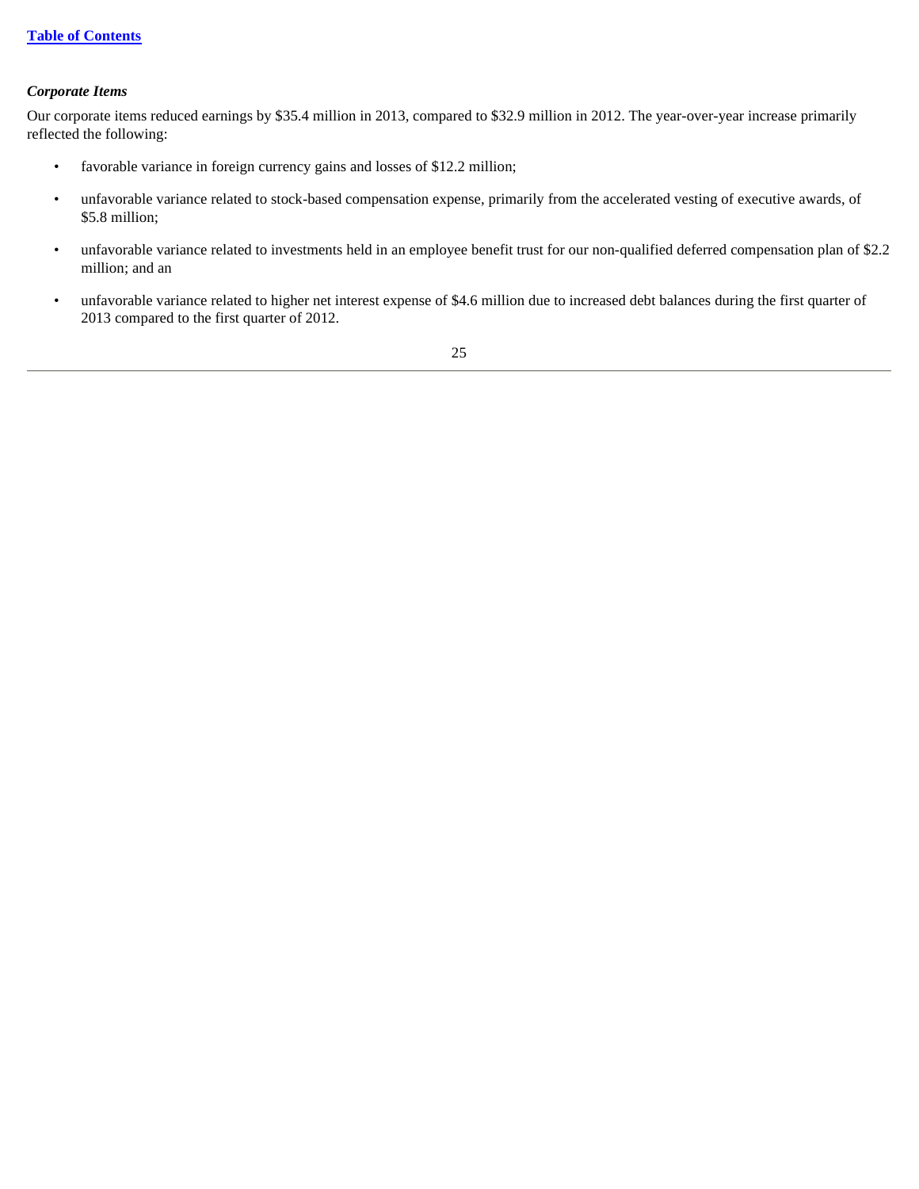***Corporate Items***

Our corporate items reduced earnings by $35.4 million in 2013, compared to $32.9 million in 2012. The year-over-year increase primarily reflected the following:

- favorable variance in foreign currency gains and losses of $12.2 million;
- unfavorable variance related to stock-based compensation expense, primarily from the accelerated vesting of executive awards, of $5.8 million;
- unfavorable variance related to investments held in an employee benefit trust for our non-qualified deferred compensation plan of $2.2 million; and an
- unfavorable variance related to higher net interest expense of $4.6 million due to increased debt balances during the first quarter of 2013 compared to the first quarter of 2012.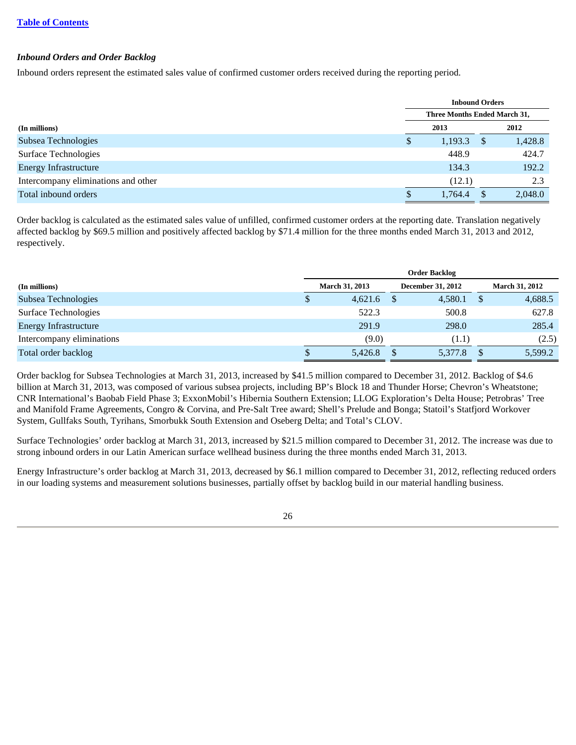### *Inbound Orders and Order Backlog*

Inbound orders represent the estimated sales value of confirmed customer orders received during the reporting period.

| | Inbound Orders | |
|---|---|---|
| | Three Months Ended March 31, | |
| **(In millions)** | **2013** | **2012** |
| Subsea Technologies | $ 1,193.3 | $ 1,428.8 |
| Surface Technologies | 448.9 | 424.7 |
| Energy Infrastructure | 134.3 | 192.2 |
| Intercompany eliminations and other | (12.1) | 2.3 |
| Total inbound orders | $ 1,764.4 | $ 2,048.0 |

Order backlog is calculated as the estimated sales value of unfilled, confirmed customer orders at the reporting date. Translation negatively affected backlog by $69.5 million and positively affected backlog by $71.4 million for the three months ended March 31, 2013 and 2012, respectively.

| | Order Backlog | | |
|---|---|---|---|
| **(In millions)** | **March 31, 2013** | **December 31, 2012** | **March 31, 2012** |
| Subsea Technologies | $ 4,621.6 | $ 4,580.1 | $ 4,688.5 |
| Surface Technologies | 522.3 | 500.8 | 627.8 |
| Energy Infrastructure | 291.9 | 298.0 | 285.4 |
| Intercompany eliminations | (9.0) | (1.1) | (2.5) |
| Total order backlog | $ 5,426.8 | $ 5,377.8 | $ 5,599.2 |

Order backlog for Subsea Technologies at March 31, 2013, increased by $41.5 million compared to December 31, 2012. Backlog of $4.6 billion at March 31, 2013, was composed of various subsea projects, including BP's Block 18 and Thunder Horse; Chevron's Wheatstone; CNR International's Baobab Field Phase 3; ExxonMobil's Hibernia Southern Extension; LLOG Exploration's Delta House; Petrobras' Tree and Manifold Frame Agreements, Congro & Corvina, and Pre-Salt Tree award; Shell's Prelude and Bonga; Statoil's Statfjord Workover System, Gullfaks South, Tyrihans, Smorbukk South Extension and Oseberg Delta; and Total's CLOV.

Surface Technologies' order backlog at March 31, 2013, increased by $21.5 million compared to December 31, 2012. The increase was due to strong inbound orders in our Latin American surface wellhead business during the three months ended March 31, 2013.

Energy Infrastructure's order backlog at March 31, 2013, decreased by $6.1 million compared to December 31, 2012, reflecting reduced orders in our loading systems and measurement solutions businesses, partially offset by backlog build in our material handling business.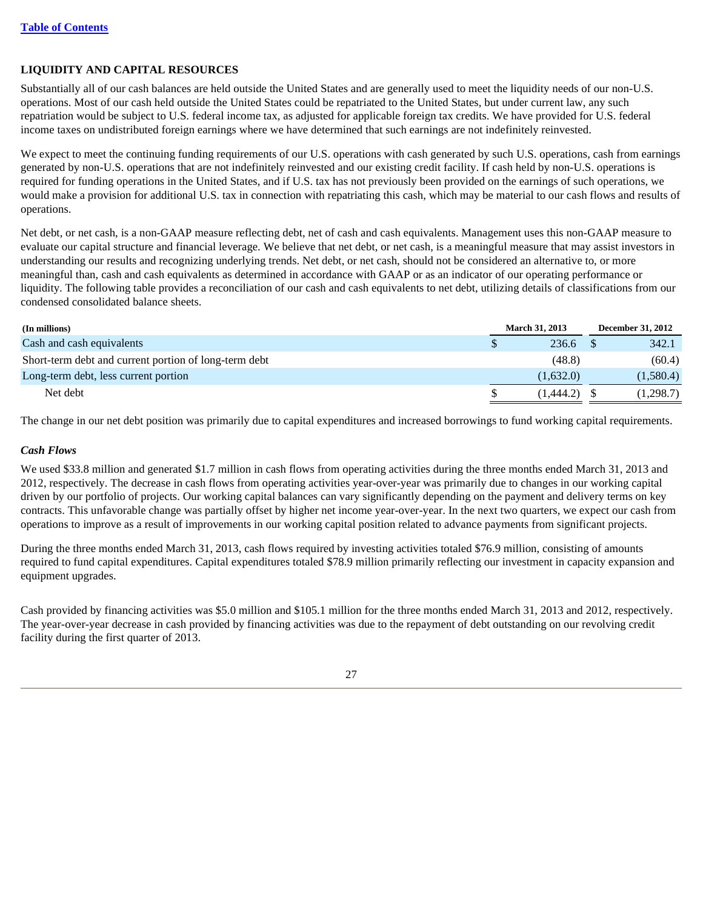## LIQUIDITY AND CAPITAL RESOURCES

Substantially all of our cash balances are held outside the United States and are generally used to meet the liquidity needs of our non-U.S. operations. Most of our cash held outside the United States could be repatriated to the United States, but under current law, any such repatriation would be subject to U.S. federal income tax, as adjusted for applicable foreign tax credits. We have provided for U.S. federal income taxes on undistributed foreign earnings where we have determined that such earnings are not indefinitely reinvested.

We expect to meet the continuing funding requirements of our U.S. operations with cash generated by such U.S. operations, cash from earnings generated by non-U.S. operations that are not indefinitely reinvested and our existing credit facility. If cash held by non-U.S. operations is required for funding operations in the United States, and if U.S. tax has not previously been provided on the earnings of such operations, we would make a provision for additional U.S. tax in connection with repatriating this cash, which may be material to our cash flows and results of operations.

Net debt, or net cash, is a non-GAAP measure reflecting debt, net of cash and cash equivalents. Management uses this non-GAAP measure to evaluate our capital structure and financial leverage. We believe that net debt, or net cash, is a meaningful measure that may assist investors in understanding our results and recognizing underlying trends. Net debt, or net cash, should not be considered an alternative to, or more meaningful than, cash and cash equivalents as determined in accordance with GAAP or as an indicator of our operating performance or liquidity. The following table provides a reconciliation of our cash and cash equivalents to net debt, utilizing details of classifications from our condensed consolidated balance sheets.

| (In millions) | March 31, 2013 | December 31, 2012 |
|---|---|---|
| Cash and cash equivalents | $ 236.6 | $ 342.1 |
| Short-term debt and current portion of long-term debt | (48.8) | (60.4) |
| Long-term debt, less current portion | (1,632.0) | (1,580.4) |
| Net debt | $ (1,444.2) | $ (1,298.7) |

The change in our net debt position was primarily due to capital expenditures and increased borrowings to fund working capital requirements.

### *Cash Flows*

We used $33.8 million and generated $1.7 million in cash flows from operating activities during the three months ended March 31, 2013 and 2012, respectively. The decrease in cash flows from operating activities year-over-year was primarily due to changes in our working capital driven by our portfolio of projects. Our working capital balances can vary significantly depending on the payment and delivery terms on key contracts. This unfavorable change was partially offset by higher net income year-over-year. In the next two quarters, we expect our cash from operations to improve as a result of improvements in our working capital position related to advance payments from significant projects.

During the three months ended March 31, 2013, cash flows required by investing activities totaled $76.9 million, consisting of amounts required to fund capital expenditures. Capital expenditures totaled $78.9 million primarily reflecting our investment in capacity expansion and equipment upgrades.

Cash provided by financing activities was $5.0 million and $105.1 million for the three months ended March 31, 2013 and 2012, respectively. The year-over-year decrease in cash provided by financing activities was due to the repayment of debt outstanding on our revolving credit facility during the first quarter of 2013.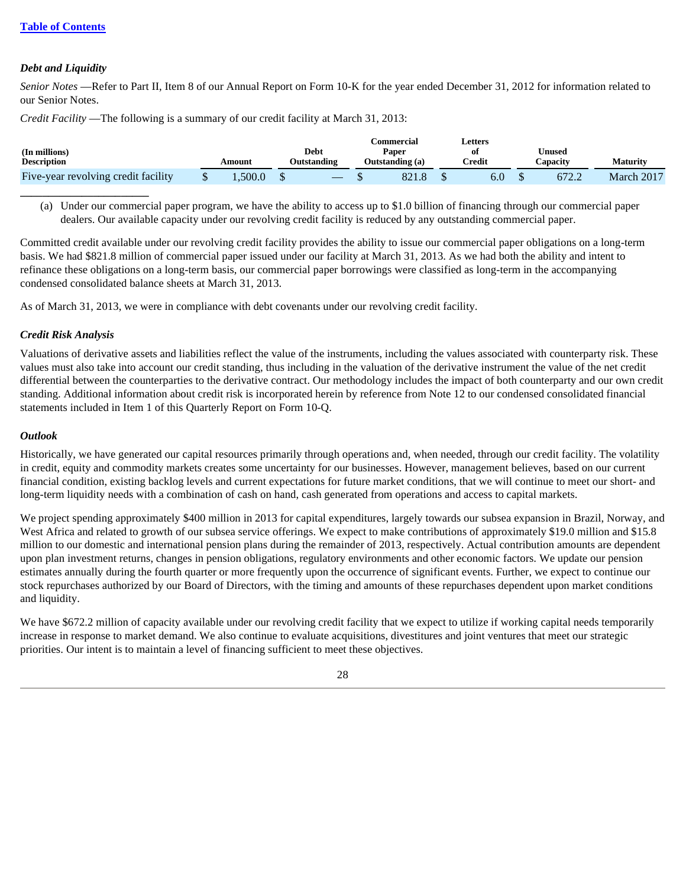### *Debt and Liquidity*

*Senior Notes* —Refer to Part II, Item 8 of our Annual Report on Form 10-K for the year ended December 31, 2012 for information related to our Senior Notes.

*Credit Facility* —The following is a summary of our credit facility at March 31, 2013:

| (In millions) Description | Amount | Debt Outstanding | Commercial Paper Outstanding (a) | Letters of Credit | Unused Capacity | Maturity |
|---|---|---|---|---|---|---|
| Five-year revolving credit facility | $ 1,500.0 | $ — | $ 821.8 | $ 6.0 | $ 672.2 | March 2017 |

(a) Under our commercial paper program, we have the ability to access up to $1.0 billion of financing through our commercial paper dealers. Our available capacity under our revolving credit facility is reduced by any outstanding commercial paper.

Committed credit available under our revolving credit facility provides the ability to issue our commercial paper obligations on a long-term basis. We had $821.8 million of commercial paper issued under our facility at March 31, 2013. As we had both the ability and intent to refinance these obligations on a long-term basis, our commercial paper borrowings were classified as long-term in the accompanying condensed consolidated balance sheets at March 31, 2013.

As of March 31, 2013, we were in compliance with debt covenants under our revolving credit facility.

### *Credit Risk Analysis*

Valuations of derivative assets and liabilities reflect the value of the instruments, including the values associated with counterparty risk. These values must also take into account our credit standing, thus including in the valuation of the derivative instrument the value of the net credit differential between the counterparties to the derivative contract. Our methodology includes the impact of both counterparty and our own credit standing. Additional information about credit risk is incorporated herein by reference from Note 12 to our condensed consolidated financial statements included in Item 1 of this Quarterly Report on Form 10-Q.

### *Outlook*

Historically, we have generated our capital resources primarily through operations and, when needed, through our credit facility. The volatility in credit, equity and commodity markets creates some uncertainty for our businesses. However, management believes, based on our current financial condition, existing backlog levels and current expectations for future market conditions, that we will continue to meet our short- and long-term liquidity needs with a combination of cash on hand, cash generated from operations and access to capital markets.

We project spending approximately $400 million in 2013 for capital expenditures, largely towards our subsea expansion in Brazil, Norway, and West Africa and related to growth of our subsea service offerings. We expect to make contributions of approximately $19.0 million and $15.8 million to our domestic and international pension plans during the remainder of 2013, respectively. Actual contribution amounts are dependent upon plan investment returns, changes in pension obligations, regulatory environments and other economic factors. We update our pension estimates annually during the fourth quarter or more frequently upon the occurrence of significant events. Further, we expect to continue our stock repurchases authorized by our Board of Directors, with the timing and amounts of these repurchases dependent upon market conditions and liquidity.

We have $672.2 million of capacity available under our revolving credit facility that we expect to utilize if working capital needs temporarily increase in response to market demand. We also continue to evaluate acquisitions, divestitures and joint ventures that meet our strategic priorities. Our intent is to maintain a level of financing sufficient to meet these objectives.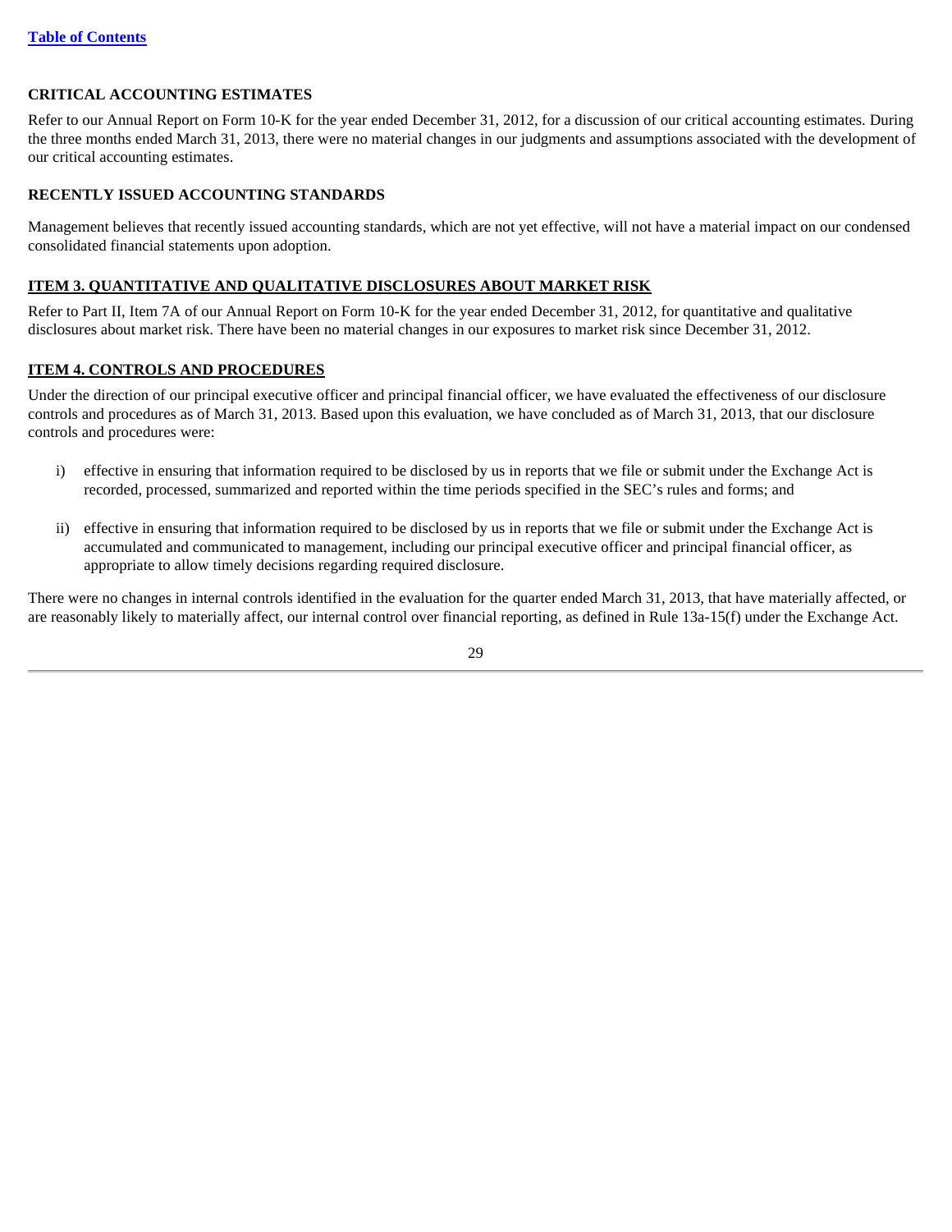## CRITICAL ACCOUNTING ESTIMATES

Refer to our Annual Report on Form 10-K for the year ended December 31, 2012, for a discussion of our critical accounting estimates. During the three months ended March 31, 2013, there were no material changes in our judgments and assumptions associated with the development of our critical accounting estimates.

## RECENTLY ISSUED ACCOUNTING STANDARDS

Management believes that recently issued accounting standards, which are not yet effective, will not have a material impact on our condensed consolidated financial statements upon adoption.

## ITEM 3. QUANTITATIVE AND QUALITATIVE DISCLOSURES ABOUT MARKET RISK

Refer to Part II, Item 7A of our Annual Report on Form 10-K for the year ended December 31, 2012, for quantitative and qualitative disclosures about market risk. There have been no material changes in our exposures to market risk since December 31, 2012.

## ITEM 4. CONTROLS AND PROCEDURES

Under the direction of our principal executive officer and principal financial officer, we have evaluated the effectiveness of our disclosure controls and procedures as of March 31, 2013. Based upon this evaluation, we have concluded as of March 31, 2013, that our disclosure controls and procedures were:

i) effective in ensuring that information required to be disclosed by us in reports that we file or submit under the Exchange Act is recorded, processed, summarized and reported within the time periods specified in the SEC's rules and forms; and

ii) effective in ensuring that information required to be disclosed by us in reports that we file or submit under the Exchange Act is accumulated and communicated to management, including our principal executive officer and principal financial officer, as appropriate to allow timely decisions regarding required disclosure.

There were no changes in internal controls identified in the evaluation for the quarter ended March 31, 2013, that have materially affected, or are reasonably likely to materially affect, our internal control over financial reporting, as defined in Rule 13a-15(f) under the Exchange Act.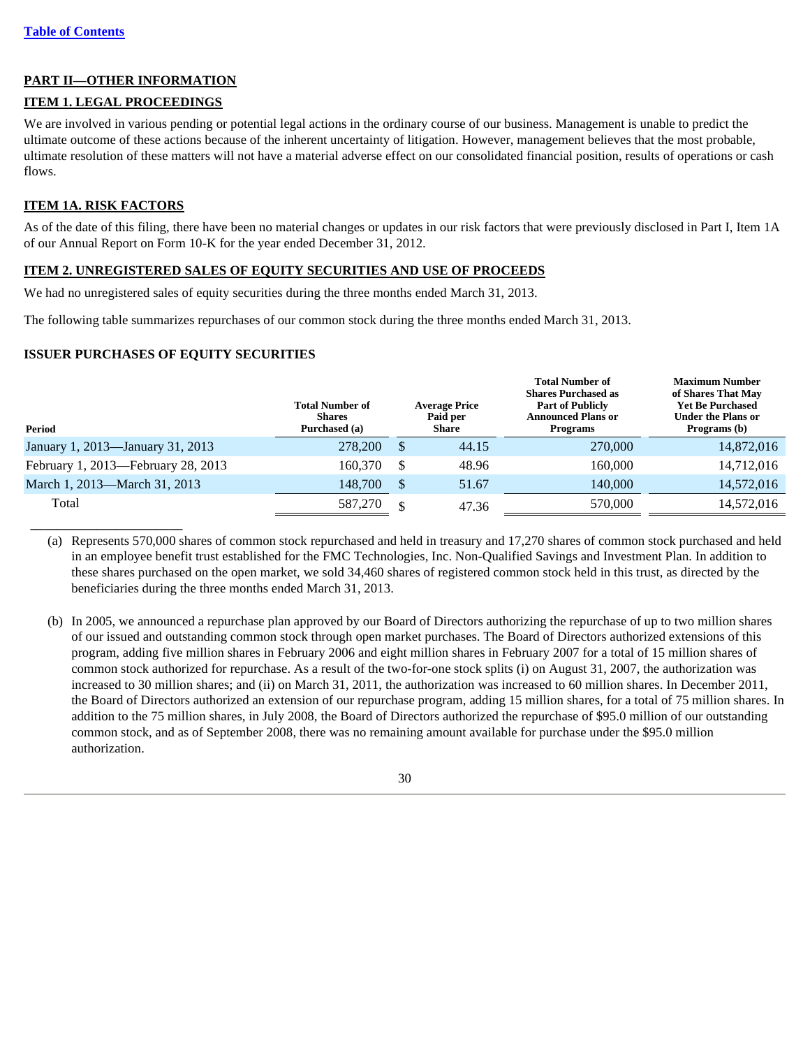[Table of Contents](#)

## PART II—OTHER INFORMATION

### ITEM 1. LEGAL PROCEEDINGS

We are involved in various pending or potential legal actions in the ordinary course of our business. Management is unable to predict the ultimate outcome of these actions because of the inherent uncertainty of litigation. However, management believes that the most probable, ultimate resolution of these matters will not have a material adverse effect on our consolidated financial position, results of operations or cash flows.

### ITEM 1A. RISK FACTORS

As of the date of this filing, there have been no material changes or updates in our risk factors that were previously disclosed in Part I, Item 1A of our Annual Report on Form 10-K for the year ended December 31, 2012.

### ITEM 2. UNREGISTERED SALES OF EQUITY SECURITIES AND USE OF PROCEEDS

We had no unregistered sales of equity securities during the three months ended March 31, 2013.

The following table summarizes repurchases of our common stock during the three months ended March 31, 2013.

**ISSUER PURCHASES OF EQUITY SECURITIES**

| Period | Total Number of Shares Purchased (a) | Average Price Paid per Share | Total Number of Shares Purchased as Part of Publicly Announced Plans or Programs | Maximum Number of Shares That May Yet Be Purchased Under the Plans or Programs (b) |
|---|---|---|---|---|
| January 1, 2013—January 31, 2013 | 278,200 | $ 44.15 | 270,000 | 14,872,016 |
| February 1, 2013—February 28, 2013 | 160,370 | $ 48.96 | 160,000 | 14,712,016 |
| March 1, 2013—March 31, 2013 | 148,700 | $ 51.67 | 140,000 | 14,572,016 |
| Total | 587,270 | $ 47.36 | 570,000 | 14,572,016 |

(a) Represents 570,000 shares of common stock repurchased and held in treasury and 17,270 shares of common stock purchased and held in an employee benefit trust established for the FMC Technologies, Inc. Non-Qualified Savings and Investment Plan. In addition to these shares purchased on the open market, we sold 34,460 shares of registered common stock held in this trust, as directed by the beneficiaries during the three months ended March 31, 2013.

(b) In 2005, we announced a repurchase plan approved by our Board of Directors authorizing the repurchase of up to two million shares of our issued and outstanding common stock through open market purchases. The Board of Directors authorized extensions of this program, adding five million shares in February 2006 and eight million shares in February 2007 for a total of 15 million shares of common stock authorized for repurchase. As a result of the two-for-one stock splits (i) on August 31, 2007, the authorization was increased to 30 million shares; and (ii) on March 31, 2011, the authorization was increased to 60 million shares. In December 2011, the Board of Directors authorized an extension of our repurchase program, adding 15 million shares, for a total of 75 million shares. In addition to the 75 million shares, in July 2008, the Board of Directors authorized the repurchase of $95.0 million of our outstanding common stock, and as of September 2008, there was no remaining amount available for purchase under the $95.0 million authorization.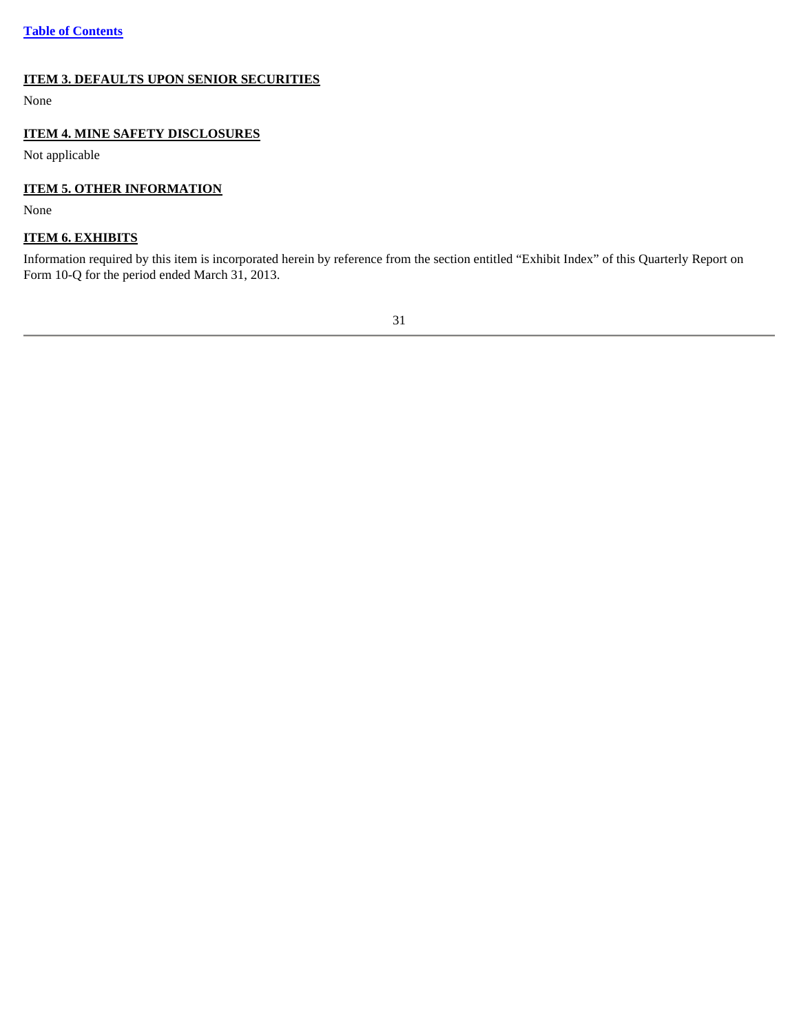## ITEM 3. DEFAULTS UPON SENIOR SECURITIES

None

## ITEM 4. MINE SAFETY DISCLOSURES

Not applicable

## ITEM 5. OTHER INFORMATION

None

## ITEM 6. EXHIBITS

Information required by this item is incorporated herein by reference from the section entitled "Exhibit Index" of this Quarterly Report on Form 10-Q for the period ended March 31, 2013.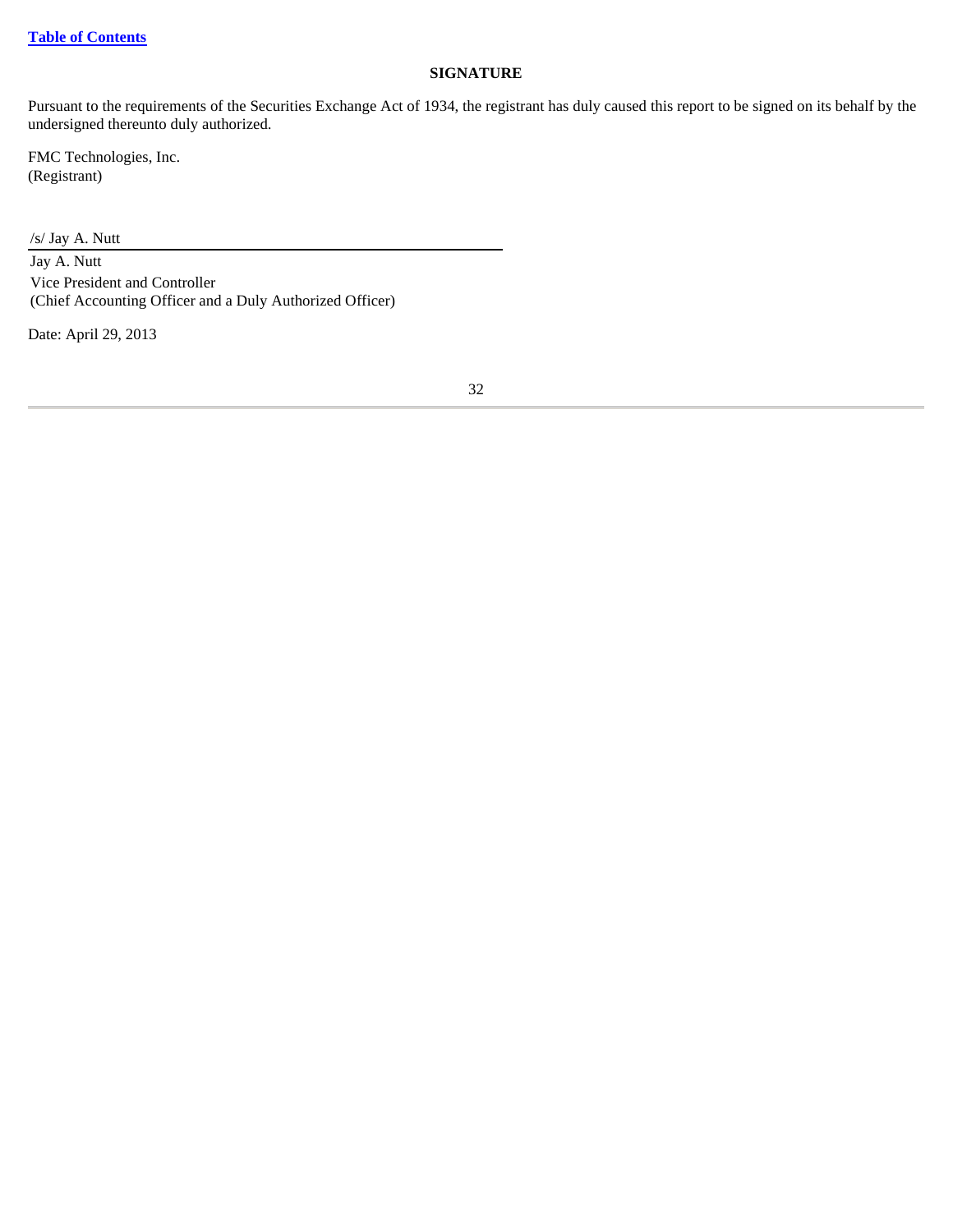[Table of Contents](#)

## SIGNATURE

Pursuant to the requirements of the Securities Exchange Act of 1934, the registrant has duly caused this report to be signed on its behalf by the undersigned thereunto duly authorized.

FMC Technologies, Inc.
(Registrant)

/s/ Jay A. Nutt

Jay A. Nutt
Vice President and Controller
(Chief Accounting Officer and a Duly Authorized Officer)

Date: April 29, 2013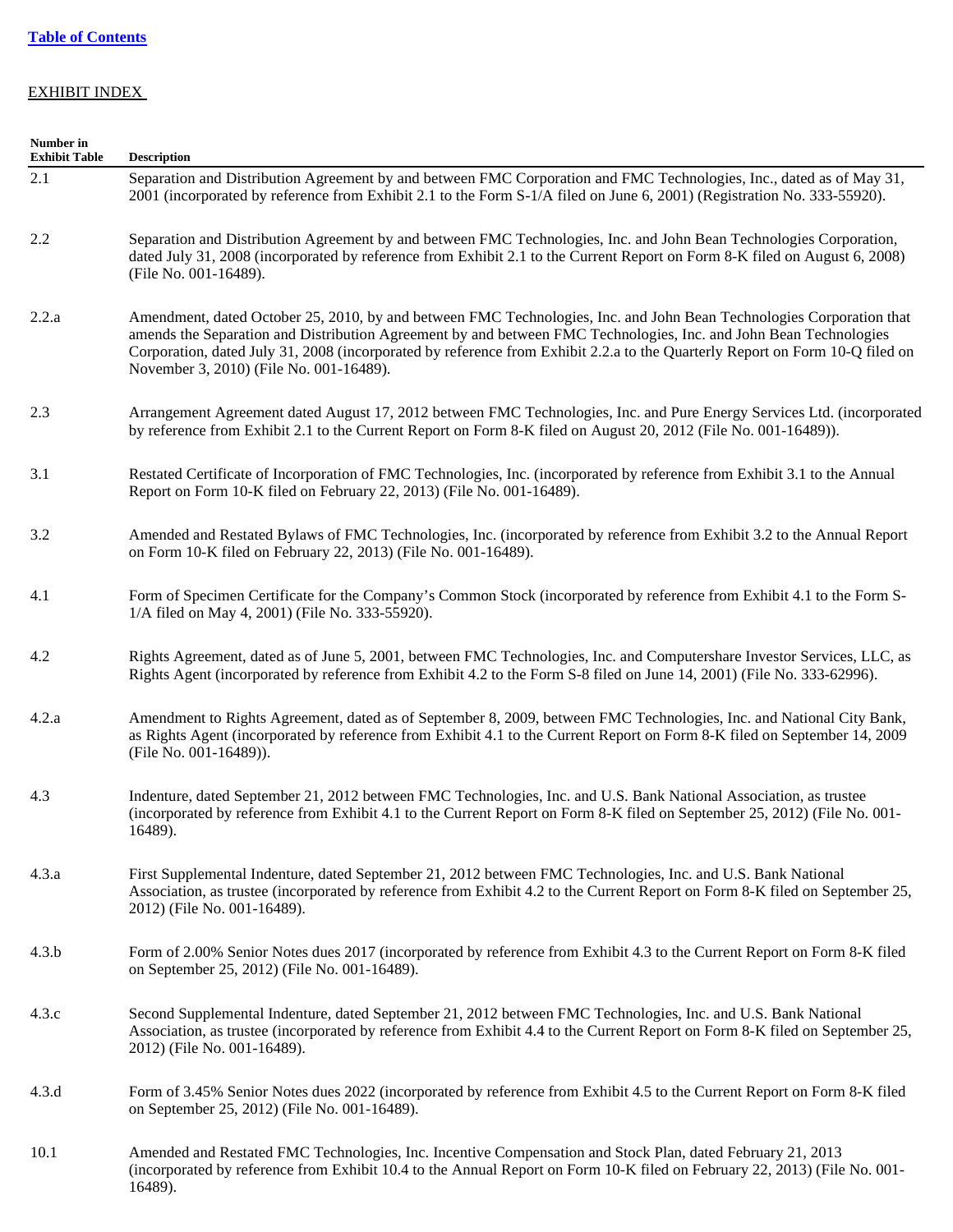[Table of Contents](#)

EXHIBIT INDEX

| Number in Exhibit Table | Description |
| --- | --- |
| 2.1 | Separation and Distribution Agreement by and between FMC Corporation and FMC Technologies, Inc., dated as of May 31, 2001 (incorporated by reference from Exhibit 2.1 to the Form S-1/A filed on June 6, 2001) (Registration No. 333-55920). |
| 2.2 | Separation and Distribution Agreement by and between FMC Technologies, Inc. and John Bean Technologies Corporation, dated July 31, 2008 (incorporated by reference from Exhibit 2.1 to the Current Report on Form 8-K filed on August 6, 2008) (File No. 001-16489). |
| 2.2.a | Amendment, dated October 25, 2010, by and between FMC Technologies, Inc. and John Bean Technologies Corporation that amends the Separation and Distribution Agreement by and between FMC Technologies, Inc. and John Bean Technologies Corporation, dated July 31, 2008 (incorporated by reference from Exhibit 2.2.a to the Quarterly Report on Form 10-Q filed on November 3, 2010) (File No. 001-16489). |
| 2.3 | Arrangement Agreement dated August 17, 2012 between FMC Technologies, Inc. and Pure Energy Services Ltd. (incorporated by reference from Exhibit 2.1 to the Current Report on Form 8-K filed on August 20, 2012 (File No. 001-16489)). |
| 3.1 | Restated Certificate of Incorporation of FMC Technologies, Inc. (incorporated by reference from Exhibit 3.1 to the Annual Report on Form 10-K filed on February 22, 2013) (File No. 001-16489). |
| 3.2 | Amended and Restated Bylaws of FMC Technologies, Inc. (incorporated by reference from Exhibit 3.2 to the Annual Report on Form 10-K filed on February 22, 2013) (File No. 001-16489). |
| 4.1 | Form of Specimen Certificate for the Company's Common Stock (incorporated by reference from Exhibit 4.1 to the Form S-1/A filed on May 4, 2001) (File No. 333-55920). |
| 4.2 | Rights Agreement, dated as of June 5, 2001, between FMC Technologies, Inc. and Computershare Investor Services, LLC, as Rights Agent (incorporated by reference from Exhibit 4.2 to the Form S-8 filed on June 14, 2001) (File No. 333-62996). |
| 4.2.a | Amendment to Rights Agreement, dated as of September 8, 2009, between FMC Technologies, Inc. and National City Bank, as Rights Agent (incorporated by reference from Exhibit 4.1 to the Current Report on Form 8-K filed on September 14, 2009 (File No. 001-16489)). |
| 4.3 | Indenture, dated September 21, 2012 between FMC Technologies, Inc. and U.S. Bank National Association, as trustee (incorporated by reference from Exhibit 4.1 to the Current Report on Form 8-K filed on September 25, 2012) (File No. 001-16489). |
| 4.3.a | First Supplemental Indenture, dated September 21, 2012 between FMC Technologies, Inc. and U.S. Bank National Association, as trustee (incorporated by reference from Exhibit 4.2 to the Current Report on Form 8-K filed on September 25, 2012) (File No. 001-16489). |
| 4.3.b | Form of 2.00% Senior Notes dues 2017 (incorporated by reference from Exhibit 4.3 to the Current Report on Form 8-K filed on September 25, 2012) (File No. 001-16489). |
| 4.3.c | Second Supplemental Indenture, dated September 21, 2012 between FMC Technologies, Inc. and U.S. Bank National Association, as trustee (incorporated by reference from Exhibit 4.4 to the Current Report on Form 8-K filed on September 25, 2012) (File No. 001-16489). |
| 4.3.d | Form of 3.45% Senior Notes dues 2022 (incorporated by reference from Exhibit 4.5 to the Current Report on Form 8-K filed on September 25, 2012) (File No. 001-16489). |
| 10.1 | Amended and Restated FMC Technologies, Inc. Incentive Compensation and Stock Plan, dated February 21, 2013 (incorporated by reference from Exhibit 10.4 to the Annual Report on Form 10-K filed on February 22, 2013) (File No. 001-16489). |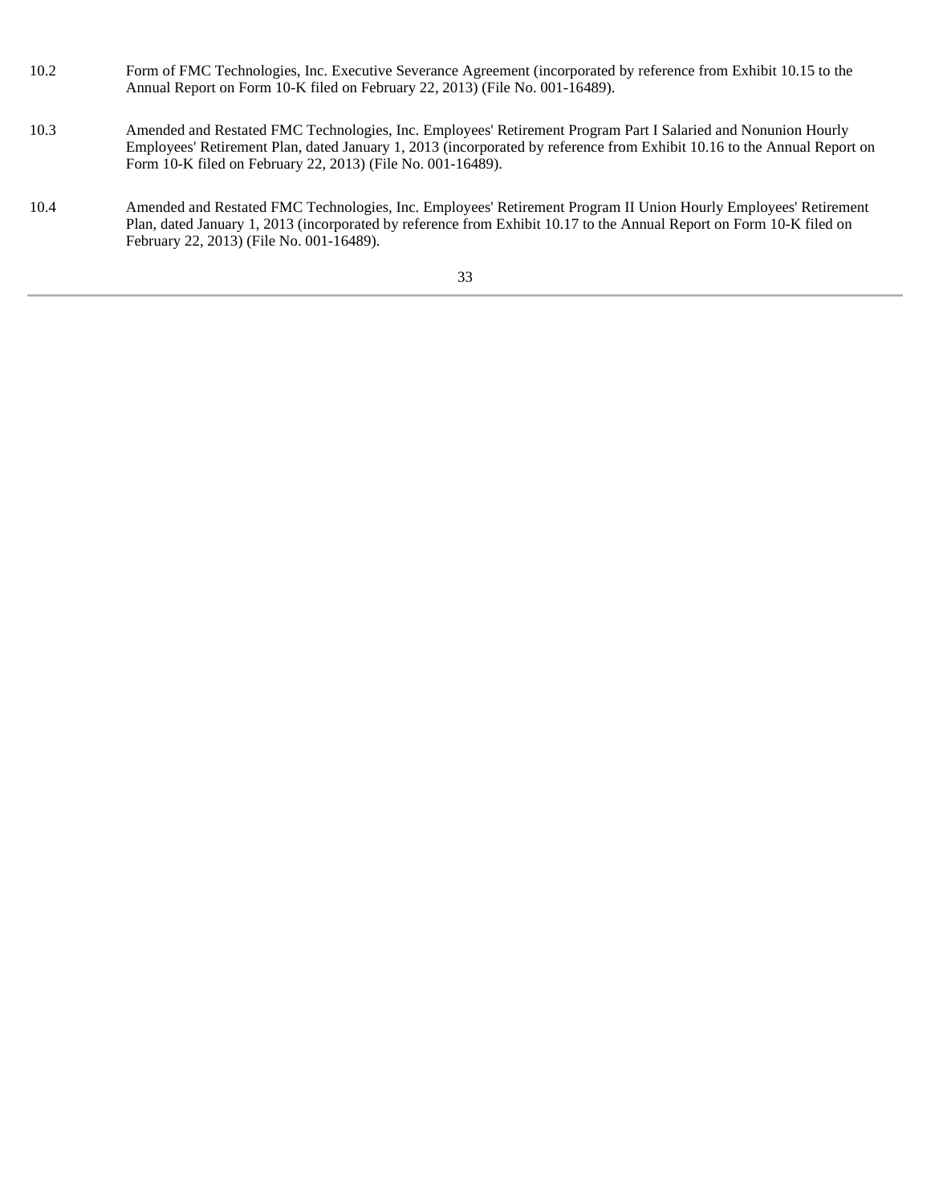| | |
|---|---|
| 10.2 | Form of FMC Technologies, Inc. Executive Severance Agreement (incorporated by reference from Exhibit 10.15 to the Annual Report on Form 10-K filed on February 22, 2013) (File No. 001-16489). |
| 10.3 | Amended and Restated FMC Technologies, Inc. Employees' Retirement Program Part I Salaried and Nonunion Hourly Employees' Retirement Plan, dated January 1, 2013 (incorporated by reference from Exhibit 10.16 to the Annual Report on Form 10-K filed on February 22, 2013) (File No. 001-16489). |
| 10.4 | Amended and Restated FMC Technologies, Inc. Employees' Retirement Program II Union Hourly Employees' Retirement Plan, dated January 1, 2013 (incorporated by reference from Exhibit 10.17 to the Annual Report on Form 10-K filed on February 22, 2013) (File No. 001-16489). |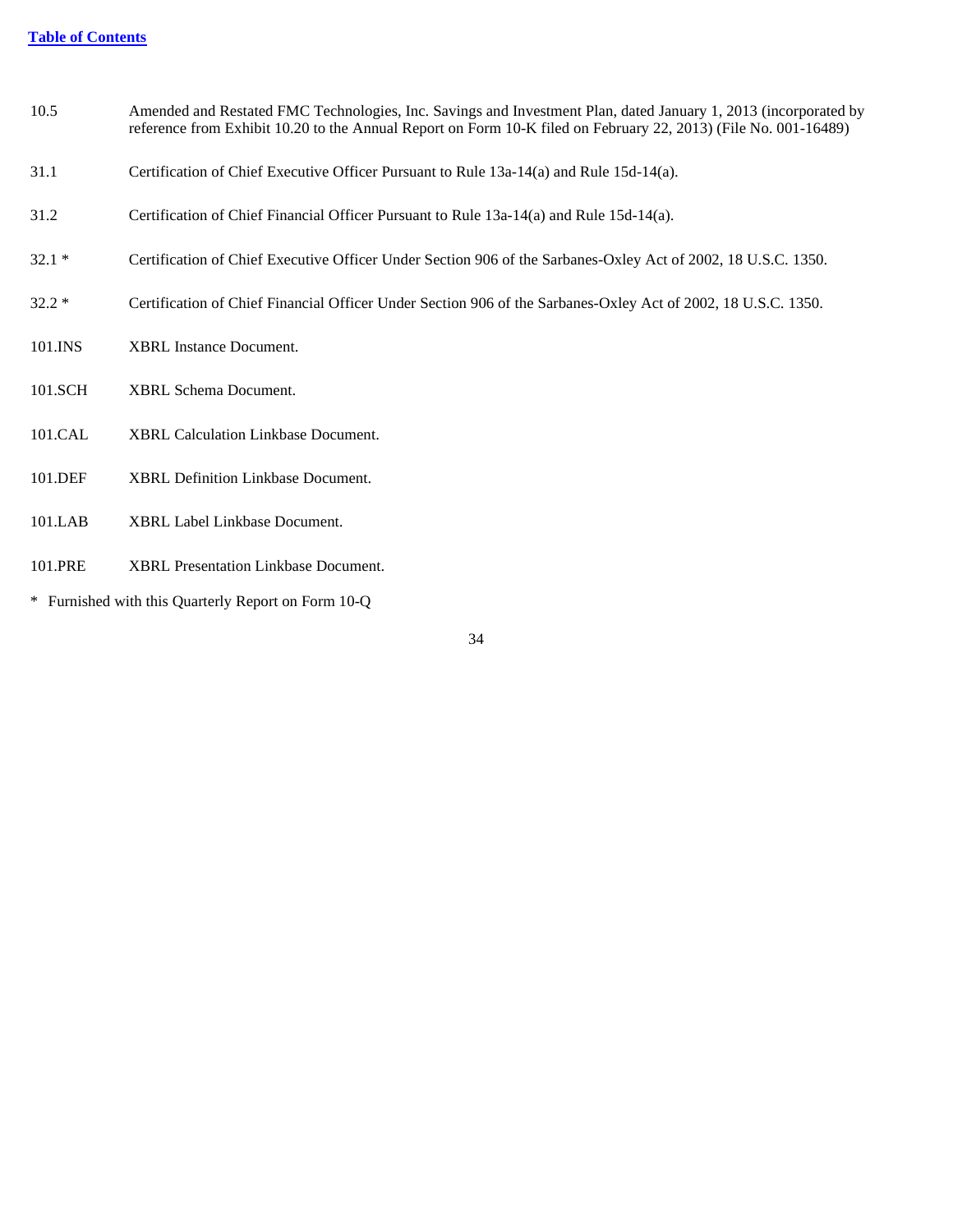| | |
|---|---|
| 10.5 | Amended and Restated FMC Technologies, Inc. Savings and Investment Plan, dated January 1, 2013 (incorporated by reference from Exhibit 10.20 to the Annual Report on Form 10-K filed on February 22, 2013) (File No. 001-16489) |
| 31.1 | Certification of Chief Executive Officer Pursuant to Rule 13a-14(a) and Rule 15d-14(a). |
| 31.2 | Certification of Chief Financial Officer Pursuant to Rule 13a-14(a) and Rule 15d-14(a). |
| 32.1 * | Certification of Chief Executive Officer Under Section 906 of the Sarbanes-Oxley Act of 2002, 18 U.S.C. 1350. |
| 32.2 * | Certification of Chief Financial Officer Under Section 906 of the Sarbanes-Oxley Act of 2002, 18 U.S.C. 1350. |
| 101.INS | XBRL Instance Document. |
| 101.SCH | XBRL Schema Document. |
| 101.CAL | XBRL Calculation Linkbase Document. |
| 101.DEF | XBRL Definition Linkbase Document. |
| 101.LAB | XBRL Label Linkbase Document. |
| 101.PRE | XBRL Presentation Linkbase Document. |

* Furnished with this Quarterly Report on Form 10-Q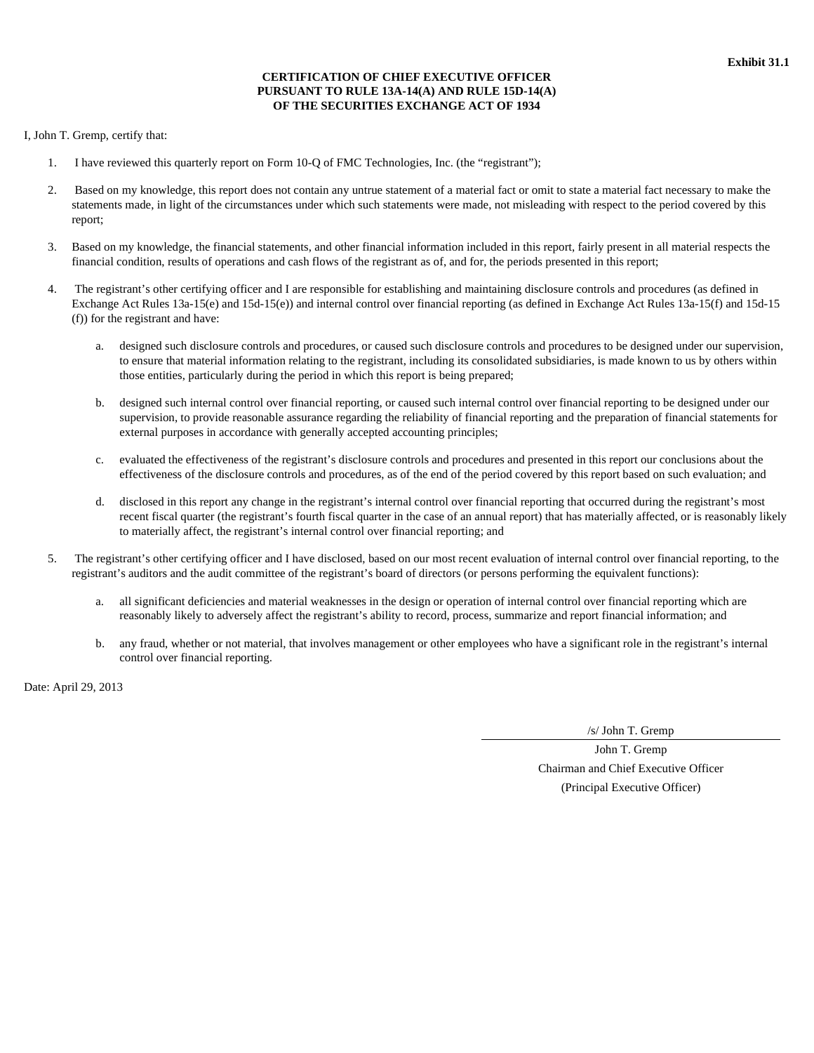**Exhibit 31.1**

**CERTIFICATION OF CHIEF EXECUTIVE OFFICER PURSUANT TO RULE 13A-14(A) AND RULE 15D-14(A) OF THE SECURITIES EXCHANGE ACT OF 1934**

I, John T. Gremp, certify that:

1. I have reviewed this quarterly report on Form 10-Q of FMC Technologies, Inc. (the "registrant");

2. Based on my knowledge, this report does not contain any untrue statement of a material fact or omit to state a material fact necessary to make the statements made, in light of the circumstances under which such statements were made, not misleading with respect to the period covered by this report;

3. Based on my knowledge, the financial statements, and other financial information included in this report, fairly present in all material respects the financial condition, results of operations and cash flows of the registrant as of, and for, the periods presented in this report;

4. The registrant's other certifying officer and I are responsible for establishing and maintaining disclosure controls and procedures (as defined in Exchange Act Rules 13a-15(e) and 15d-15(e)) and internal control over financial reporting (as defined in Exchange Act Rules 13a-15(f) and 15d-15(f)) for the registrant and have:

   a. designed such disclosure controls and procedures, or caused such disclosure controls and procedures to be designed under our supervision, to ensure that material information relating to the registrant, including its consolidated subsidiaries, is made known to us by others within those entities, particularly during the period in which this report is being prepared;

   b. designed such internal control over financial reporting, or caused such internal control over financial reporting to be designed under our supervision, to provide reasonable assurance regarding the reliability of financial reporting and the preparation of financial statements for external purposes in accordance with generally accepted accounting principles;

   c. evaluated the effectiveness of the registrant's disclosure controls and procedures and presented in this report our conclusions about the effectiveness of the disclosure controls and procedures, as of the end of the period covered by this report based on such evaluation; and

   d. disclosed in this report any change in the registrant's internal control over financial reporting that occurred during the registrant's most recent fiscal quarter (the registrant's fourth fiscal quarter in the case of an annual report) that has materially affected, or is reasonably likely to materially affect, the registrant's internal control over financial reporting; and

5. The registrant's other certifying officer and I have disclosed, based on our most recent evaluation of internal control over financial reporting, to the registrant's auditors and the audit committee of the registrant's board of directors (or persons performing the equivalent functions):

   a. all significant deficiencies and material weaknesses in the design or operation of internal control over financial reporting which are reasonably likely to adversely affect the registrant's ability to record, process, summarize and report financial information; and

   b. any fraud, whether or not material, that involves management or other employees who have a significant role in the registrant's internal control over financial reporting.

Date: April 29, 2013

/s/ John T. Gremp

John T. Gremp
Chairman and Chief Executive Officer
(Principal Executive Officer)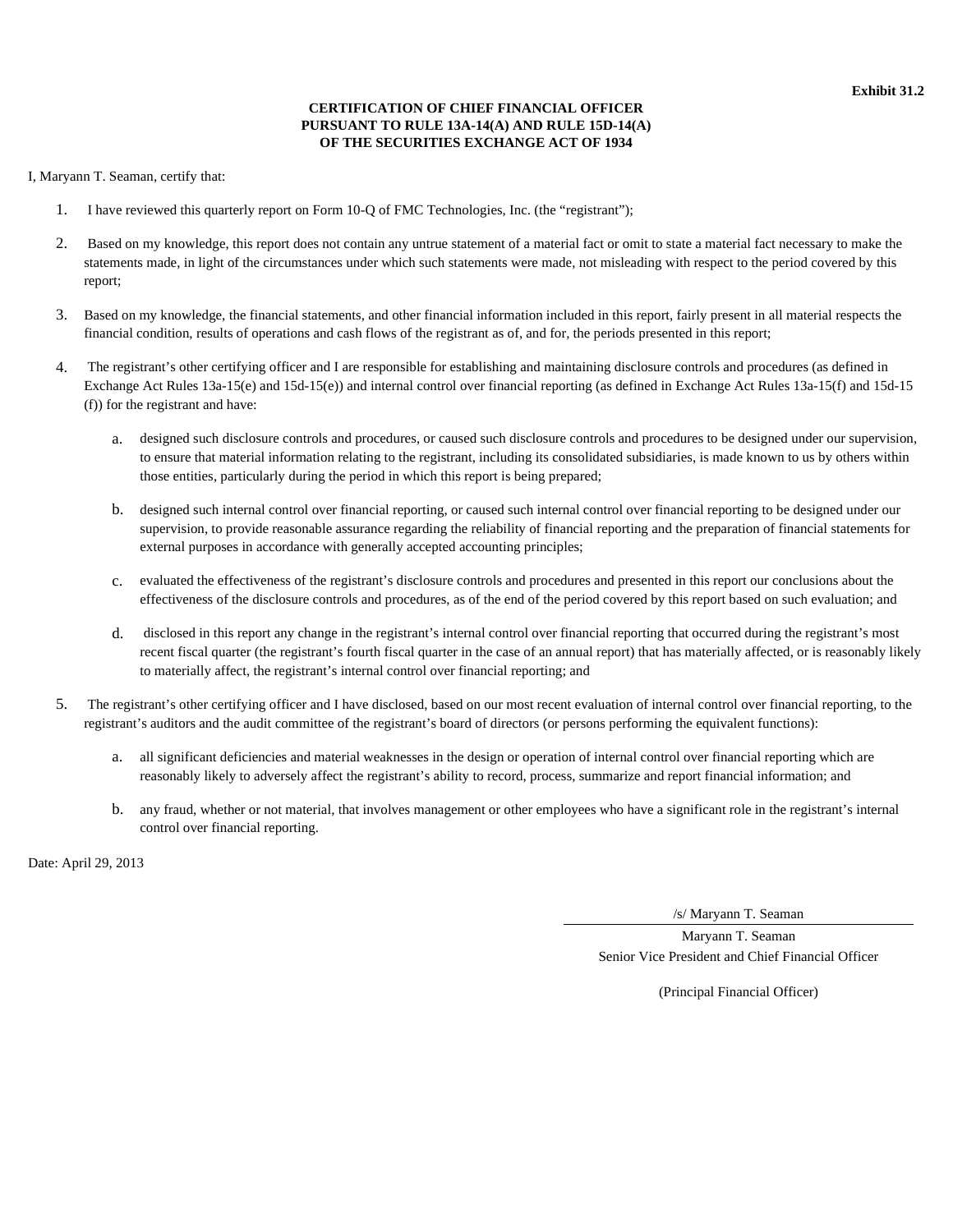**Exhibit 31.2**

**CERTIFICATION OF CHIEF FINANCIAL OFFICER
PURSUANT TO RULE 13A-14(A) AND RULE 15D-14(A)
OF THE SECURITIES EXCHANGE ACT OF 1934**

I, Maryann T. Seaman, certify that:

1. I have reviewed this quarterly report on Form 10-Q of FMC Technologies, Inc. (the "registrant");

2. Based on my knowledge, this report does not contain any untrue statement of a material fact or omit to state a material fact necessary to make the statements made, in light of the circumstances under which such statements were made, not misleading with respect to the period covered by this report;

3. Based on my knowledge, the financial statements, and other financial information included in this report, fairly present in all material respects the financial condition, results of operations and cash flows of the registrant as of, and for, the periods presented in this report;

4. The registrant's other certifying officer and I are responsible for establishing and maintaining disclosure controls and procedures (as defined in Exchange Act Rules 13a-15(e) and 15d-15(e)) and internal control over financial reporting (as defined in Exchange Act Rules 13a-15(f) and 15d-15(f)) for the registrant and have:

    a. designed such disclosure controls and procedures, or caused such disclosure controls and procedures to be designed under our supervision, to ensure that material information relating to the registrant, including its consolidated subsidiaries, is made known to us by others within those entities, particularly during the period in which this report is being prepared;

    b. designed such internal control over financial reporting, or caused such internal control over financial reporting to be designed under our supervision, to provide reasonable assurance regarding the reliability of financial reporting and the preparation of financial statements for external purposes in accordance with generally accepted accounting principles;

    c. evaluated the effectiveness of the registrant's disclosure controls and procedures and presented in this report our conclusions about the effectiveness of the disclosure controls and procedures, as of the end of the period covered by this report based on such evaluation; and

    d. disclosed in this report any change in the registrant's internal control over financial reporting that occurred during the registrant's most recent fiscal quarter (the registrant's fourth fiscal quarter in the case of an annual report) that has materially affected, or is reasonably likely to materially affect, the registrant's internal control over financial reporting; and

5. The registrant's other certifying officer and I have disclosed, based on our most recent evaluation of internal control over financial reporting, to the registrant's auditors and the audit committee of the registrant's board of directors (or persons performing the equivalent functions):

    a. all significant deficiencies and material weaknesses in the design or operation of internal control over financial reporting which are reasonably likely to adversely affect the registrant's ability to record, process, summarize and report financial information; and

    b. any fraud, whether or not material, that involves management or other employees who have a significant role in the registrant's internal control over financial reporting.

Date: April 29, 2013

/s/ Maryann T. Seaman

Maryann T. Seaman
Senior Vice President and Chief Financial Officer

(Principal Financial Officer)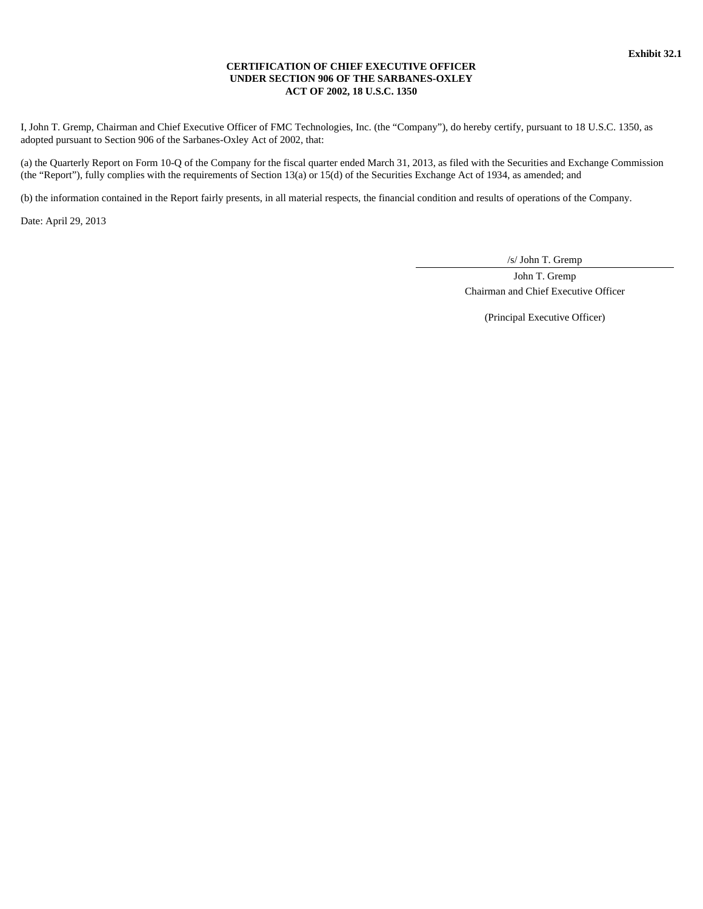**Exhibit 32.1**

**CERTIFICATION OF CHIEF EXECUTIVE OFFICER UNDER SECTION 906 OF THE SARBANES-OXLEY ACT OF 2002, 18 U.S.C. 1350**

I, John T. Gremp, Chairman and Chief Executive Officer of FMC Technologies, Inc. (the "Company"), do hereby certify, pursuant to 18 U.S.C. 1350, as adopted pursuant to Section 906 of the Sarbanes-Oxley Act of 2002, that:

(a) the Quarterly Report on Form 10-Q of the Company for the fiscal quarter ended March 31, 2013, as filed with the Securities and Exchange Commission (the "Report"), fully complies with the requirements of Section 13(a) or 15(d) of the Securities Exchange Act of 1934, as amended; and

(b) the information contained in the Report fairly presents, in all material respects, the financial condition and results of operations of the Company.

Date: April 29, 2013

/s/ John T. Gremp

John T. Gremp
Chairman and Chief Executive Officer

(Principal Executive Officer)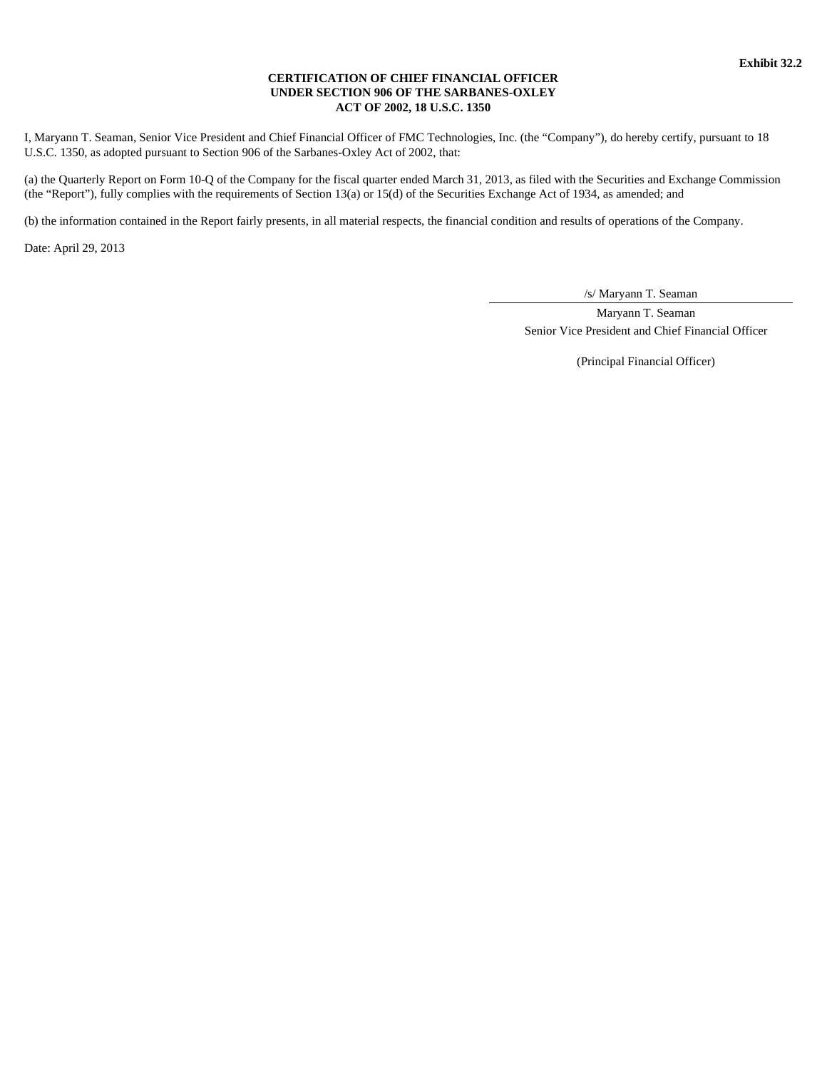**Exhibit 32.2**

**CERTIFICATION OF CHIEF FINANCIAL OFFICER
UNDER SECTION 906 OF THE SARBANES-OXLEY
ACT OF 2002, 18 U.S.C. 1350**

I, Maryann T. Seaman, Senior Vice President and Chief Financial Officer of FMC Technologies, Inc. (the "Company"), do hereby certify, pursuant to 18 U.S.C. 1350, as adopted pursuant to Section 906 of the Sarbanes-Oxley Act of 2002, that:

(a) the Quarterly Report on Form 10-Q of the Company for the fiscal quarter ended March 31, 2013, as filed with the Securities and Exchange Commission (the "Report"), fully complies with the requirements of Section 13(a) or 15(d) of the Securities Exchange Act of 1934, as amended; and

(b) the information contained in the Report fairly presents, in all material respects, the financial condition and results of operations of the Company.

Date: April 29, 2013

/s/ Maryann T. Seaman

Maryann T. Seaman
Senior Vice President and Chief Financial Officer

(Principal Financial Officer)